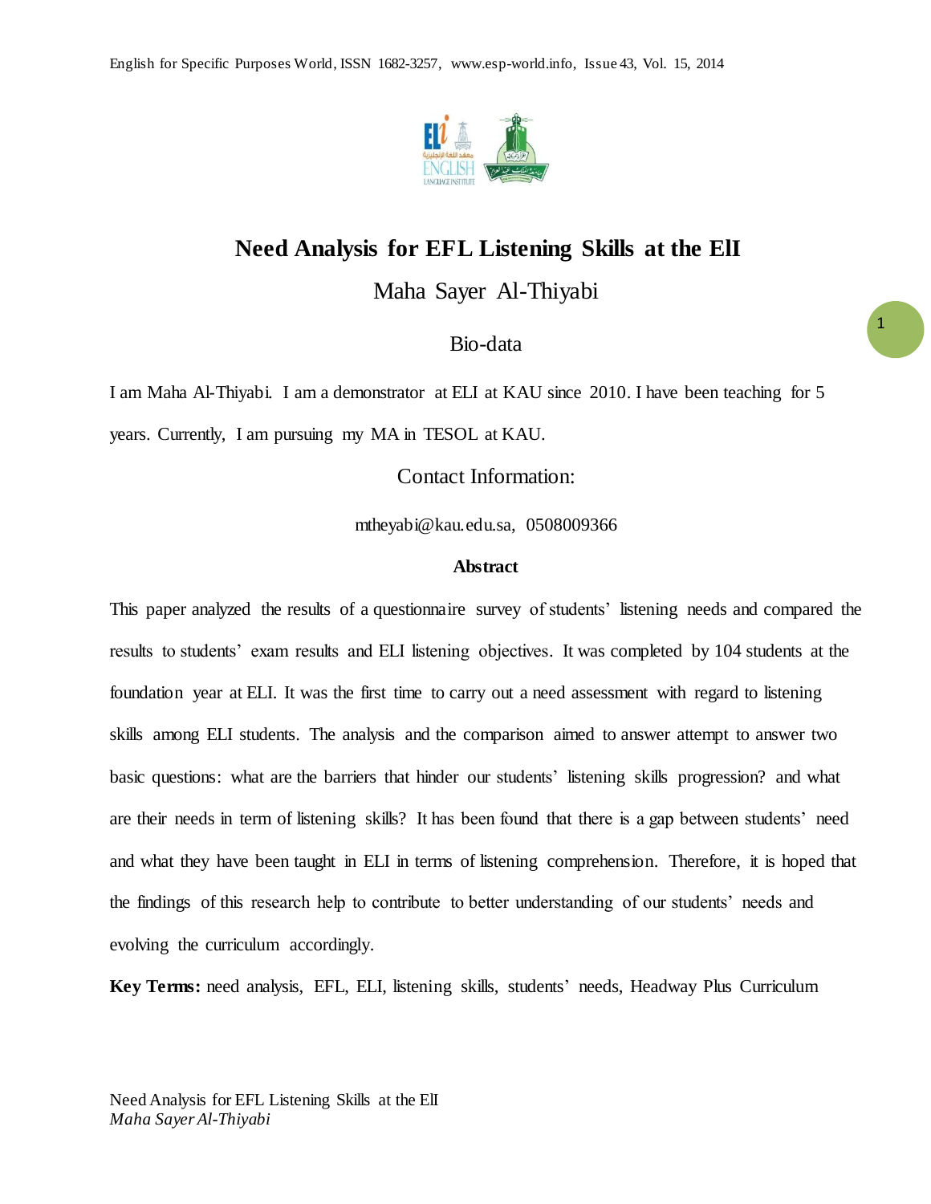# Need Analysis for EFL Listening Skills at the ElI

Maha Sayer Al-Thiyabi

## Bio-data

I am Maha Al-Thiyabi. I am a demonstrator at ELI at KAU since 2010. I have been teaching for 5 years. Currently, I am pursuing my MA in TESOL at KAU.

## Contact Information:

mtheyabi@kau.edu.sa, 0508009366

### Abstract

This paper analyzed the results of a questionnaire survey of students' listening needs and compared the results to students' exam results and ELI listening objectives. It was completed by 104 students at the foundation year at ELI. It was the first time to carry out a need assessment with regard to listening skills among ELI students. The analysis and the comparison aimed to answer attempt to answer two basic questions: what are the barriers that hinder our students' listening skills progression? and what are their needs in term of listening skills? It has been found that there is a gap between students' need and what they have been taught in ELI in terms of listening comprehension. Therefore, it is hoped that the findings of this research help to contribute to better understanding of our students' needs and evolving the curriculum accordingly.

**Key Terms:** need analysis, EFL, ELI, listening skills, students' needs, Headway Plus Curriculum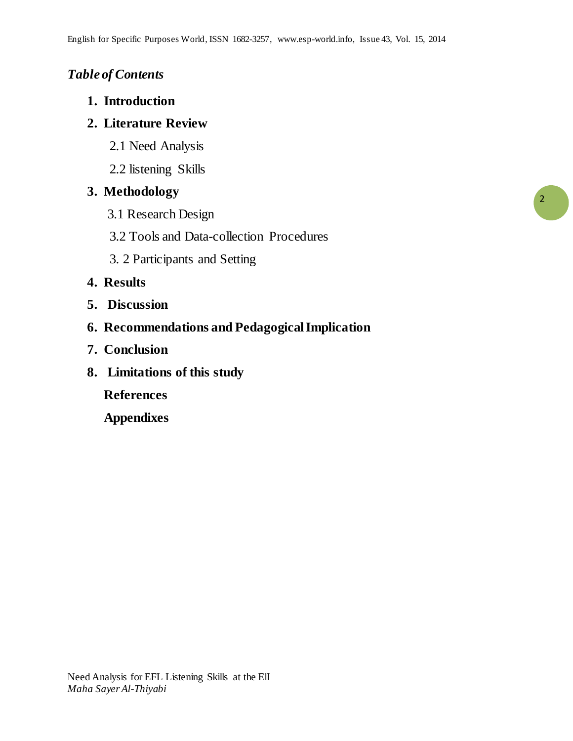*Table of Contents*

1. **Introduction**
2. **Literature Review**

   2.1 Need Analysis

   2.2 listening Skills
3. **Methodology**

   3.1 Research Design

   3.2 Tools and Data-collection Procedures

   3. 2 Participants and Setting
4. **Results**
5. **Discussion**
6. **Recommendations and Pedagogical Implication**
7. **Conclusion**
8. **Limitations of this study**

   **References**

   **Appendixes**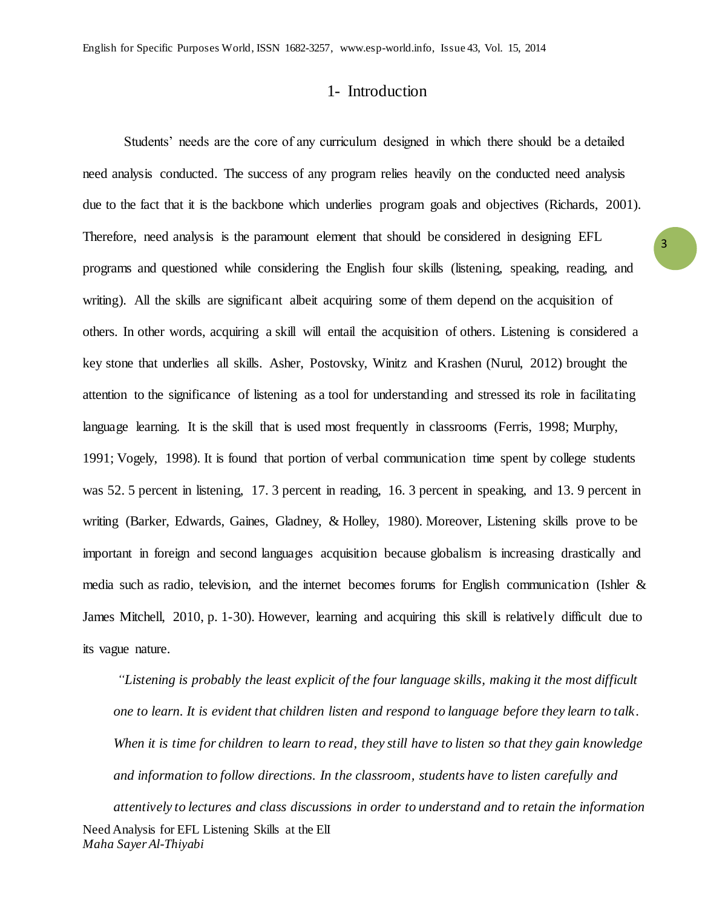# 1- Introduction

Students' needs are the core of any curriculum designed in which there should be a detailed need analysis conducted. The success of any program relies heavily on the conducted need analysis due to the fact that it is the backbone which underlies program goals and objectives (Richards, 2001). Therefore, need analysis is the paramount element that should be considered in designing EFL programs and questioned while considering the English four skills (listening, speaking, reading, and writing). All the skills are significant albeit acquiring some of them depend on the acquisition of others. In other words, acquiring a skill will entail the acquisition of others. Listening is considered a key stone that underlies all skills. Asher, Postovsky, Winitz and Krashen (Nurul, 2012) brought the attention to the significance of listening as a tool for understanding and stressed its role in facilitating language learning. It is the skill that is used most frequently in classrooms (Ferris, 1998; Murphy, 1991; Vogely, 1998). It is found that portion of verbal communication time spent by college students was 52. 5 percent in listening, 17. 3 percent in reading, 16. 3 percent in speaking, and 13. 9 percent in writing (Barker, Edwards, Gaines, Gladney, & Holley, 1980). Moreover, Listening skills prove to be important in foreign and second languages acquisition because globalism is increasing drastically and media such as radio, television, and the internet becomes forums for English communication (Ishler & James Mitchell, 2010, p. 1-30). However, learning and acquiring this skill is relatively difficult due to its vague nature.

> *"Listening is probably the least explicit of the four language skills, making it the most difficult one to learn. It is evident that children listen and respond to language before they learn to talk. When it is time for children to learn to read, they still have to listen so that they gain knowledge and information to follow directions. In the classroom, students have to listen carefully and attentively to lectures and class discussions in order to understand and to retain the information*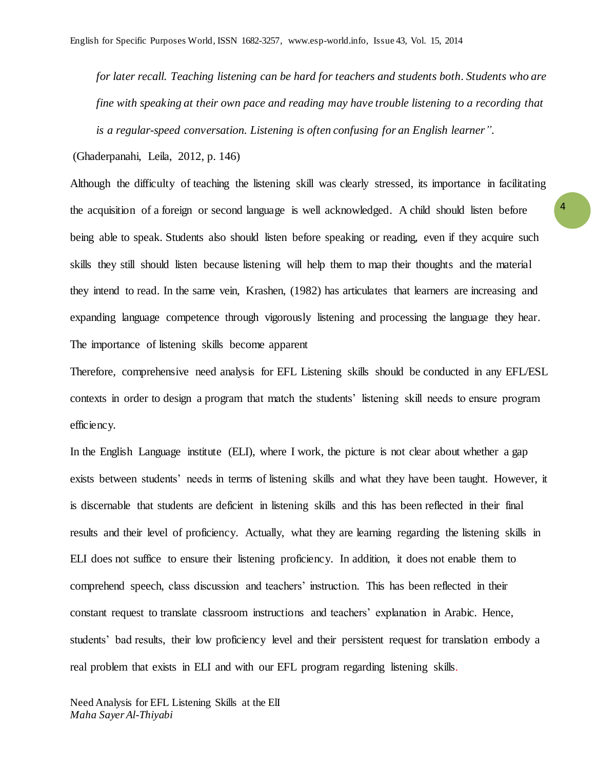*for later recall. Teaching listening can be hard for teachers and students both. Students who are fine with speaking at their own pace and reading may have trouble listening to a recording that is a regular-speed conversation. Listening is often confusing for an English learner".*

(Ghaderpanahi, Leila, 2012, p. 146)

Although the difficulty of teaching the listening skill was clearly stressed, its importance in facilitating the acquisition of a foreign or second language is well acknowledged. A child should listen before being able to speak. Students also should listen before speaking or reading, even if they acquire such skills they still should listen because listening will help them to map their thoughts and the material they intend to read. In the same vein, Krashen, (1982) has articulates that learners are increasing and expanding language competence through vigorously listening and processing the language they hear. The importance of listening skills become apparent

Therefore, comprehensive need analysis for EFL Listening skills should be conducted in any EFL/ESL contexts in order to design a program that match the students' listening skill needs to ensure program efficiency.

In the English Language institute (ELI), where I work, the picture is not clear about whether a gap exists between students' needs in terms of listening skills and what they have been taught. However, it is discernable that students are deficient in listening skills and this has been reflected in their final results and their level of proficiency. Actually, what they are learning regarding the listening skills in ELI does not suffice to ensure their listening proficiency. In addition, it does not enable them to comprehend speech, class discussion and teachers' instruction. This has been reflected in their constant request to translate classroom instructions and teachers' explanation in Arabic. Hence, students' bad results, their low proficiency level and their persistent request for translation embody a real problem that exists in ELI and with our EFL program regarding listening skills.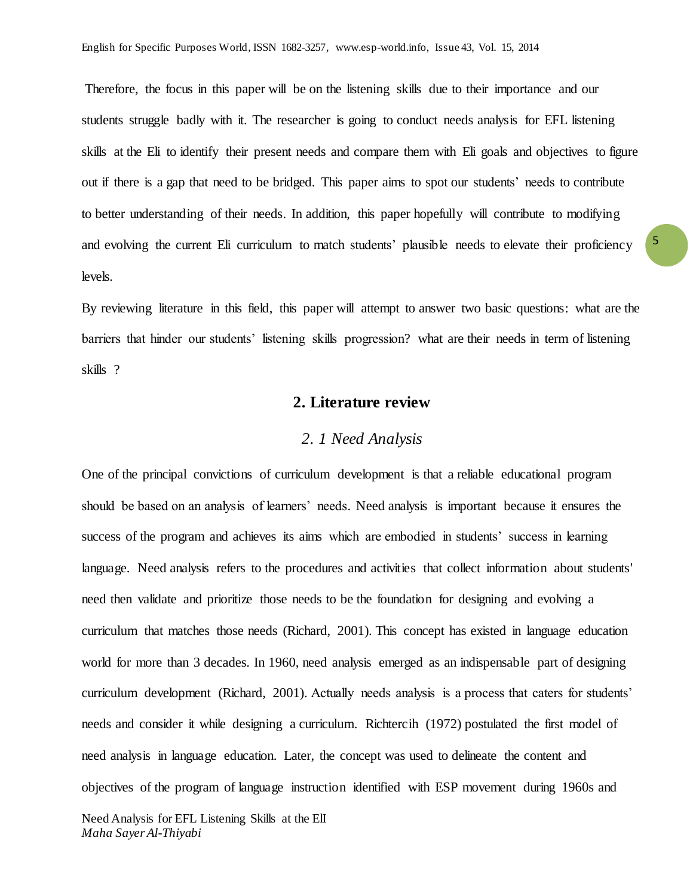Therefore, the focus in this paper will be on the listening skills due to their importance and our students struggle badly with it. The researcher is going to conduct needs analysis for EFL listening skills at the Eli to identify their present needs and compare them with Eli goals and objectives to figure out if there is a gap that need to be bridged. This paper aims to spot our students' needs to contribute to better understanding of their needs. In addition, this paper hopefully will contribute to modifying and evolving the current Eli curriculum to match students' plausible needs to elevate their proficiency levels.

By reviewing literature in this field, this paper will attempt to answer two basic questions: what are the barriers that hinder our students' listening skills progression? what are their needs in term of listening skills ?

## 2. Literature review

### *2. 1 Need Analysis*

One of the principal convictions of curriculum development is that a reliable educational program should be based on an analysis of learners' needs. Need analysis is important because it ensures the success of the program and achieves its aims which are embodied in students' success in learning language. Need analysis refers to the procedures and activities that collect information about students' need then validate and prioritize those needs to be the foundation for designing and evolving a curriculum that matches those needs (Richard, 2001). This concept has existed in language education world for more than 3 decades. In 1960, need analysis emerged as an indispensable part of designing curriculum development (Richard, 2001). Actually needs analysis is a process that caters for students' needs and consider it while designing a curriculum. Richtercih (1972) postulated the first model of need analysis in language education. Later, the concept was used to delineate the content and objectives of the program of language instruction identified with ESP movement during 1960s and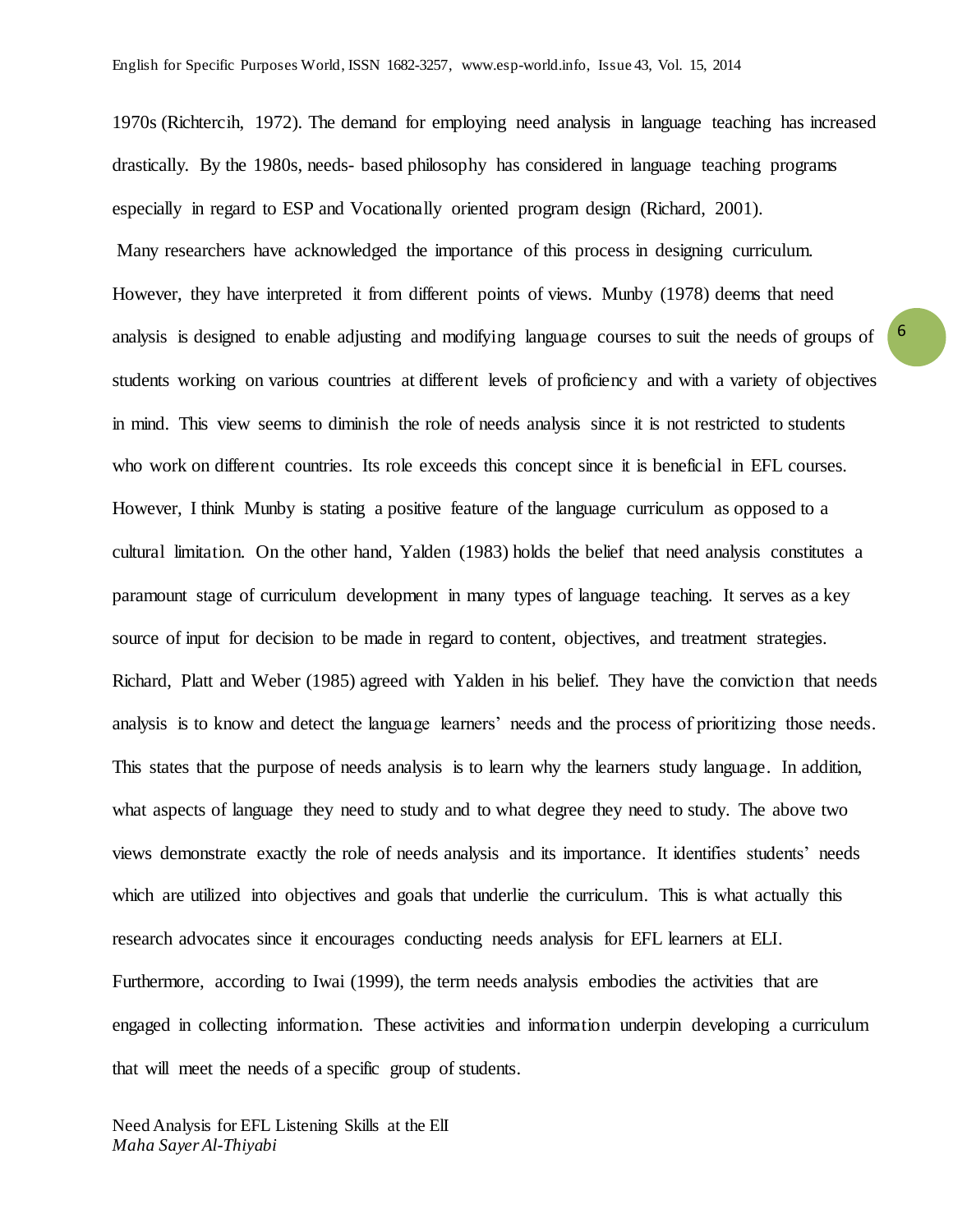1970s (Richtercih, 1972). The demand for employing need analysis in language teaching has increased drastically. By the 1980s, needs- based philosophy has considered in language teaching programs especially in regard to ESP and Vocationally oriented program design (Richard, 2001).

Many researchers have acknowledged the importance of this process in designing curriculum. However, they have interpreted it from different points of views. Munby (1978) deems that need analysis is designed to enable adjusting and modifying language courses to suit the needs of groups of students working on various countries at different levels of proficiency and with a variety of objectives in mind. This view seems to diminish the role of needs analysis since it is not restricted to students who work on different countries. Its role exceeds this concept since it is beneficial in EFL courses. However, I think Munby is stating a positive feature of the language curriculum as opposed to a cultural limitation. On the other hand, Yalden (1983) holds the belief that need analysis constitutes a paramount stage of curriculum development in many types of language teaching. It serves as a key source of input for decision to be made in regard to content, objectives, and treatment strategies. Richard, Platt and Weber (1985) agreed with Yalden in his belief. They have the conviction that needs analysis is to know and detect the language learners' needs and the process of prioritizing those needs. This states that the purpose of needs analysis is to learn why the learners study language. In addition, what aspects of language they need to study and to what degree they need to study. The above two views demonstrate exactly the role of needs analysis and its importance. It identifies students' needs which are utilized into objectives and goals that underlie the curriculum. This is what actually this research advocates since it encourages conducting needs analysis for EFL learners at ELI. Furthermore, according to Iwai (1999), the term needs analysis embodies the activities that are engaged in collecting information. These activities and information underpin developing a curriculum that will meet the needs of a specific group of students.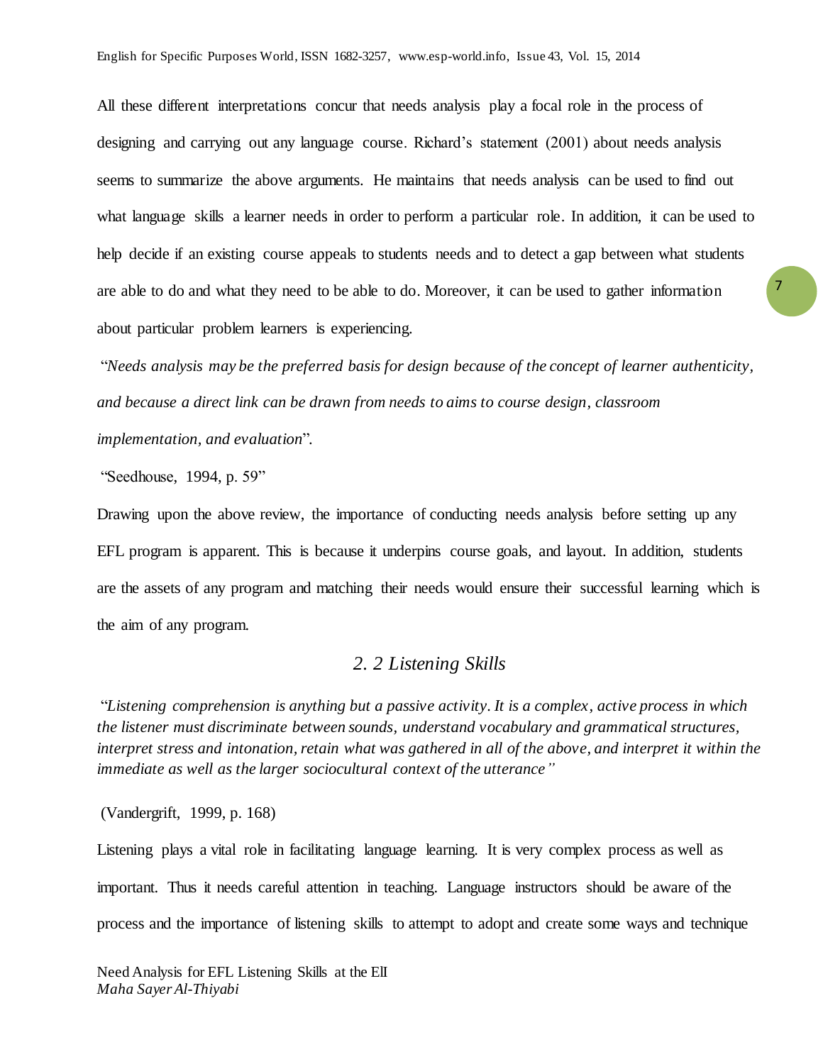All these different interpretations concur that needs analysis play a focal role in the process of designing and carrying out any language course. Richard's statement (2001) about needs analysis seems to summarize the above arguments. He maintains that needs analysis can be used to find out what language skills a learner needs in order to perform a particular role. In addition, it can be used to help decide if an existing course appeals to students needs and to detect a gap between what students are able to do and what they need to be able to do. Moreover, it can be used to gather information about particular problem learners is experiencing.

"*Needs analysis may be the preferred basis for design because of the concept of learner authenticity, and because a direct link can be drawn from needs to aims to course design, classroom implementation, and evaluation*".

"Seedhouse, 1994, p. 59"

Drawing upon the above review, the importance of conducting needs analysis before setting up any EFL program is apparent. This is because it underpins course goals, and layout. In addition, students are the assets of any program and matching their needs would ensure their successful learning which is the aim of any program.

## *2. 2 Listening Skills*

"*Listening comprehension is anything but a passive activity. It is a complex, active process in which the listener must discriminate between sounds, understand vocabulary and grammatical structures, interpret stress and intonation, retain what was gathered in all of the above, and interpret it within the immediate as well as the larger sociocultural context of the utterance"*

(Vandergrift, 1999, p. 168)

Listening plays a vital role in facilitating language learning. It is very complex process as well as important. Thus it needs careful attention in teaching. Language instructors should be aware of the process and the importance of listening skills to attempt to adopt and create some ways and technique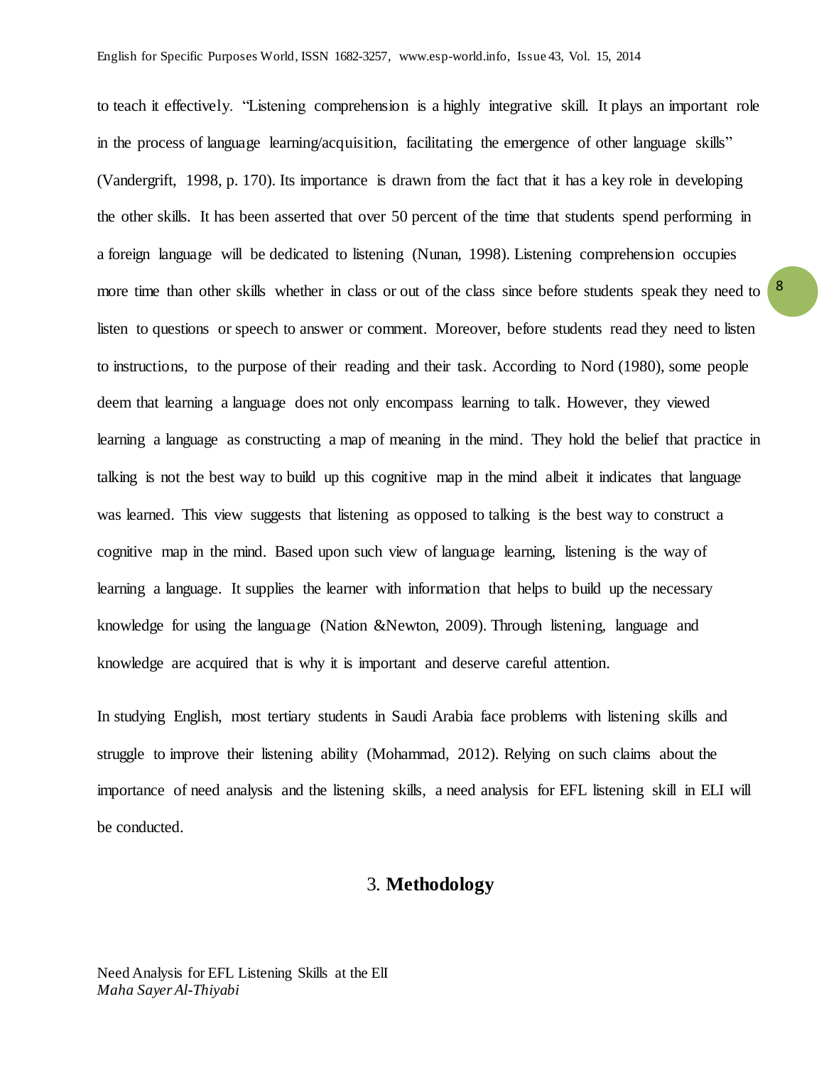to teach it effectively. "Listening comprehension is a highly integrative skill. It plays an important role in the process of language learning/acquisition, facilitating the emergence of other language skills" (Vandergrift, 1998, p. 170). Its importance is drawn from the fact that it has a key role in developing the other skills. It has been asserted that over 50 percent of the time that students spend performing in a foreign language will be dedicated to listening (Nunan, 1998). Listening comprehension occupies more time than other skills whether in class or out of the class since before students speak they need to listen to questions or speech to answer or comment. Moreover, before students read they need to listen to instructions, to the purpose of their reading and their task. According to Nord (1980), some people deem that learning a language does not only encompass learning to talk. However, they viewed learning a language as constructing a map of meaning in the mind. They hold the belief that practice in talking is not the best way to build up this cognitive map in the mind albeit it indicates that language was learned. This view suggests that listening as opposed to talking is the best way to construct a cognitive map in the mind. Based upon such view of language learning, listening is the way of learning a language. It supplies the learner with information that helps to build up the necessary knowledge for using the language (Nation &Newton, 2009). Through listening, language and knowledge are acquired that is why it is important and deserve careful attention.

In studying English, most tertiary students in Saudi Arabia face problems with listening skills and struggle to improve their listening ability (Mohammad, 2012). Relying on such claims about the importance of need analysis and the listening skills, a need analysis for EFL listening skill in ELI will be conducted.

## 3. **Methodology**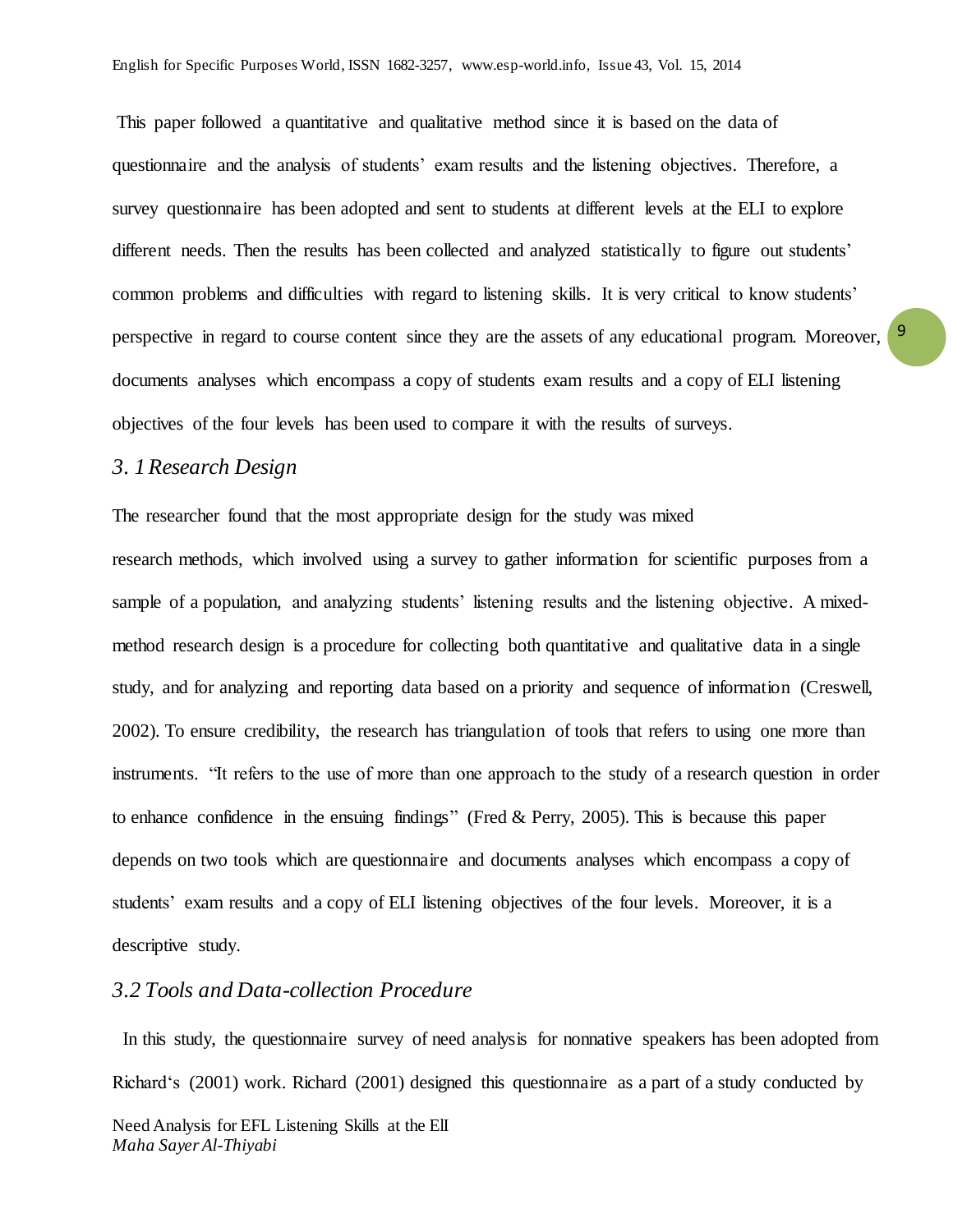This paper followed a quantitative and qualitative method since it is based on the data of questionnaire and the analysis of students' exam results and the listening objectives. Therefore, a survey questionnaire has been adopted and sent to students at different levels at the ELI to explore different needs. Then the results has been collected and analyzed statistically to figure out students' common problems and difficulties with regard to listening skills. It is very critical to know students' perspective in regard to course content since they are the assets of any educational program. Moreover, documents analyses which encompass a copy of students exam results and a copy of ELI listening objectives of the four levels has been used to compare it with the results of surveys.

### *3. 1 Research Design*

The researcher found that the most appropriate design for the study was mixed research methods, which involved using a survey to gather information for scientific purposes from a sample of a population, and analyzing students' listening results and the listening objective. A mixed-method research design is a procedure for collecting both quantitative and qualitative data in a single study, and for analyzing and reporting data based on a priority and sequence of information (Creswell, 2002). To ensure credibility, the research has triangulation of tools that refers to using one more than instruments. "It refers to the use of more than one approach to the study of a research question in order to enhance confidence in the ensuing findings" (Fred & Perry, 2005). This is because this paper depends on two tools which are questionnaire and documents analyses which encompass a copy of students' exam results and a copy of ELI listening objectives of the four levels. Moreover, it is a descriptive study.

### *3.2 Tools and Data-collection Procedure*

In this study, the questionnaire survey of need analysis for nonnative speakers has been adopted from Richard's (2001) work. Richard (2001) designed this questionnaire as a part of a study conducted by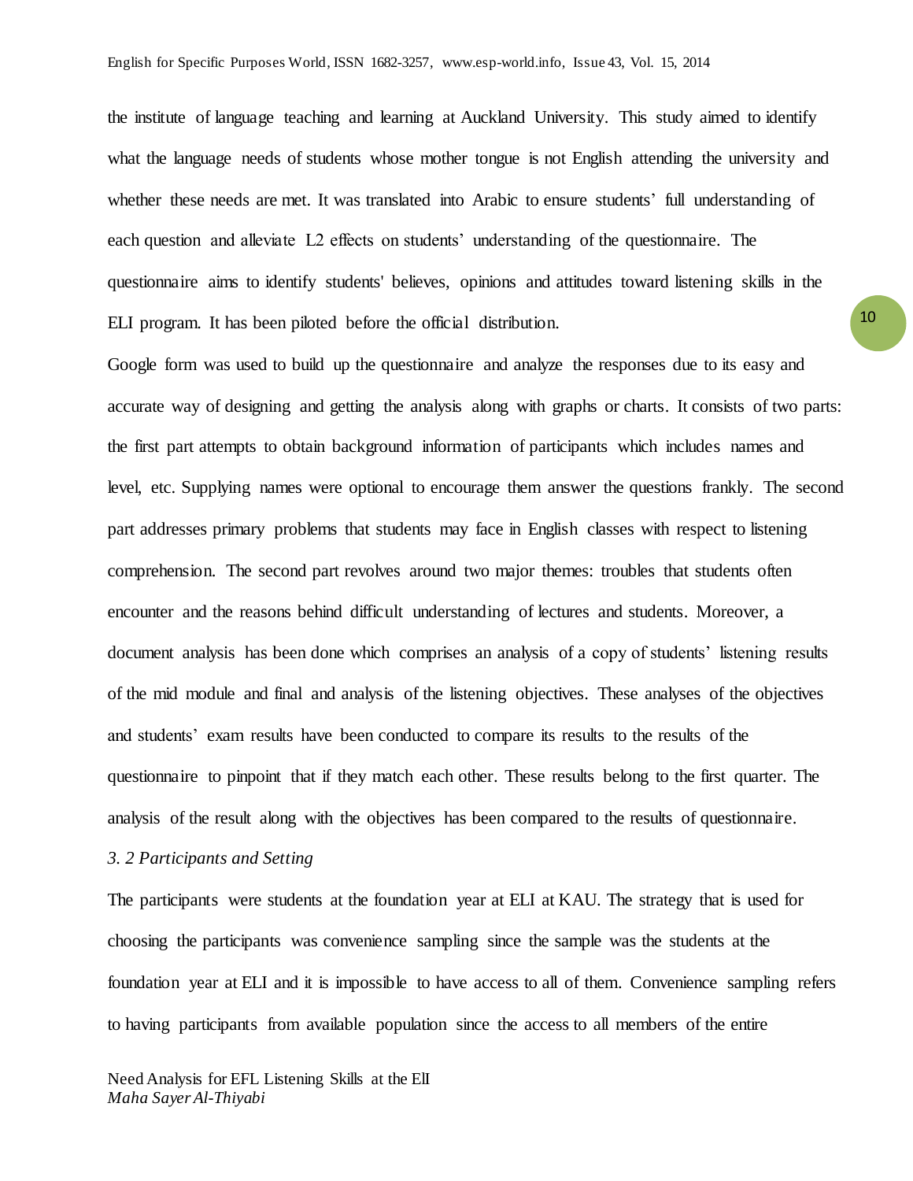the institute of language teaching and learning at Auckland University. This study aimed to identify what the language needs of students whose mother tongue is not English attending the university and whether these needs are met. It was translated into Arabic to ensure students' full understanding of each question and alleviate L2 effects on students' understanding of the questionnaire. The questionnaire aims to identify students' believes, opinions and attitudes toward listening skills in the ELI program. It has been piloted before the official distribution.

Google form was used to build up the questionnaire and analyze the responses due to its easy and accurate way of designing and getting the analysis along with graphs or charts. It consists of two parts: the first part attempts to obtain background information of participants which includes names and level, etc. Supplying names were optional to encourage them answer the questions frankly. The second part addresses primary problems that students may face in English classes with respect to listening comprehension. The second part revolves around two major themes: troubles that students often encounter and the reasons behind difficult understanding of lectures and students. Moreover, a document analysis has been done which comprises an analysis of a copy of students' listening results of the mid module and final and analysis of the listening objectives. These analyses of the objectives and students' exam results have been conducted to compare its results to the results of the questionnaire to pinpoint that if they match each other. These results belong to the first quarter. The analysis of the result along with the objectives has been compared to the results of questionnaire.

### *3. 2 Participants and Setting*

The participants were students at the foundation year at ELI at KAU. The strategy that is used for choosing the participants was convenience sampling since the sample was the students at the foundation year at ELI and it is impossible to have access to all of them. Convenience sampling refers to having participants from available population since the access to all members of the entire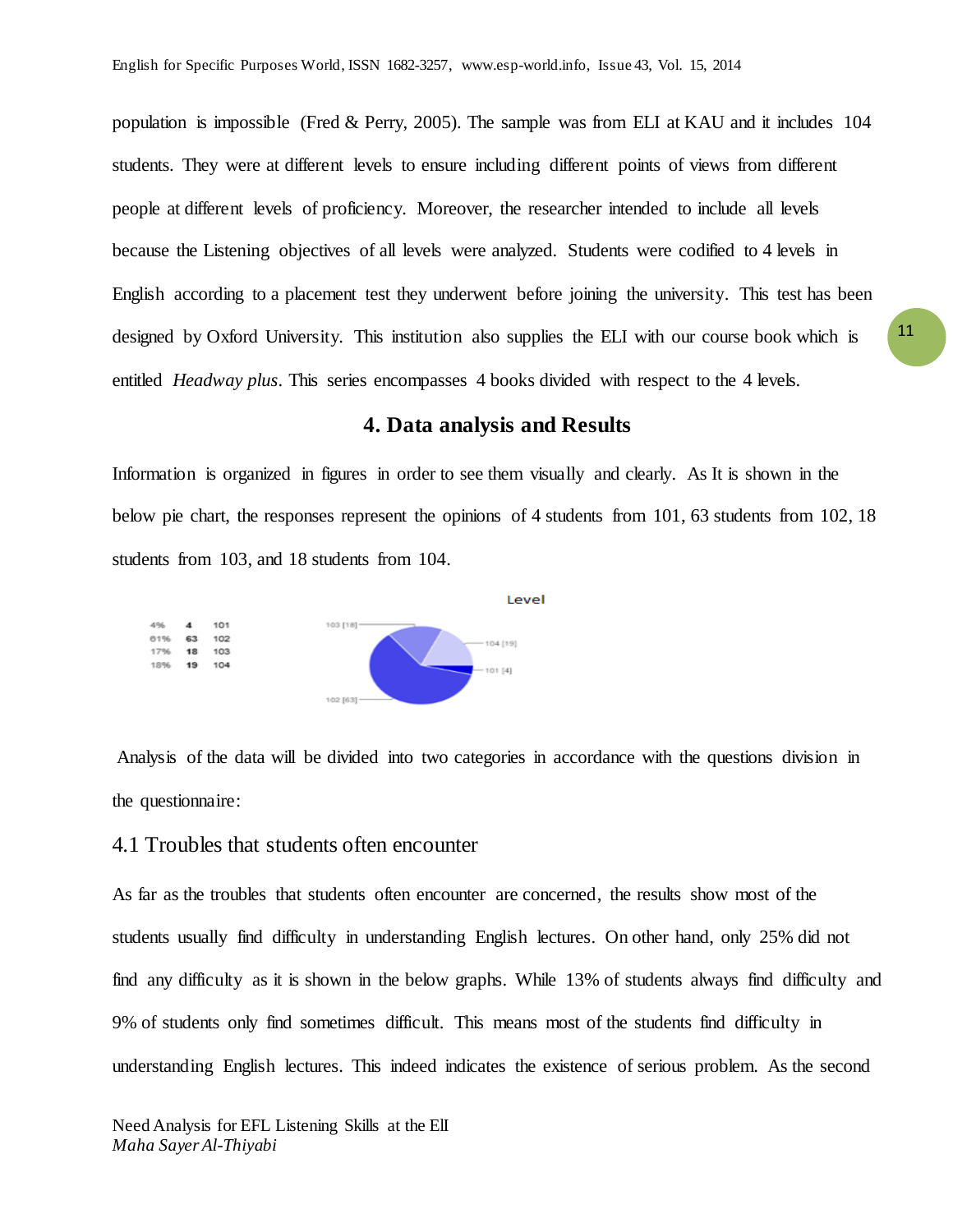population is impossible (Fred & Perry, 2005). The sample was from ELI at KAU and it includes 104 students. They were at different levels to ensure including different points of views from different people at different levels of proficiency. Moreover, the researcher intended to include all levels because the Listening objectives of all levels were analyzed. Students were codified to 4 levels in English according to a placement test they underwent before joining the university. This test has been designed by Oxford University. This institution also supplies the ELI with our course book which is entitled *Headway plus*. This series encompasses 4 books divided with respect to the 4 levels.

## 4. Data analysis and Results

Information is organized in figures in order to see them visually and clearly. As It is shown in the below pie chart, the responses represent the opinions of 4 students from 101, 63 students from 102, 18 students from 103, and 18 students from 104.

Level

| | | |
|---|---|---|
| 4% | 4 | 101 |
| 61% | 63 | 102 |
| 17% | 18 | 103 |
| 18% | 19 | 104 |

Analysis of the data will be divided into two categories in accordance with the questions division in the questionnaire:

### 4.1 Troubles that students often encounter

As far as the troubles that students often encounter are concerned, the results show most of the students usually find difficulty in understanding English lectures. On other hand, only 25% did not find any difficulty as it is shown in the below graphs. While 13% of students always find difficulty and 9% of students only find sometimes difficult. This means most of the students find difficulty in understanding English lectures. This indeed indicates the existence of serious problem. As the second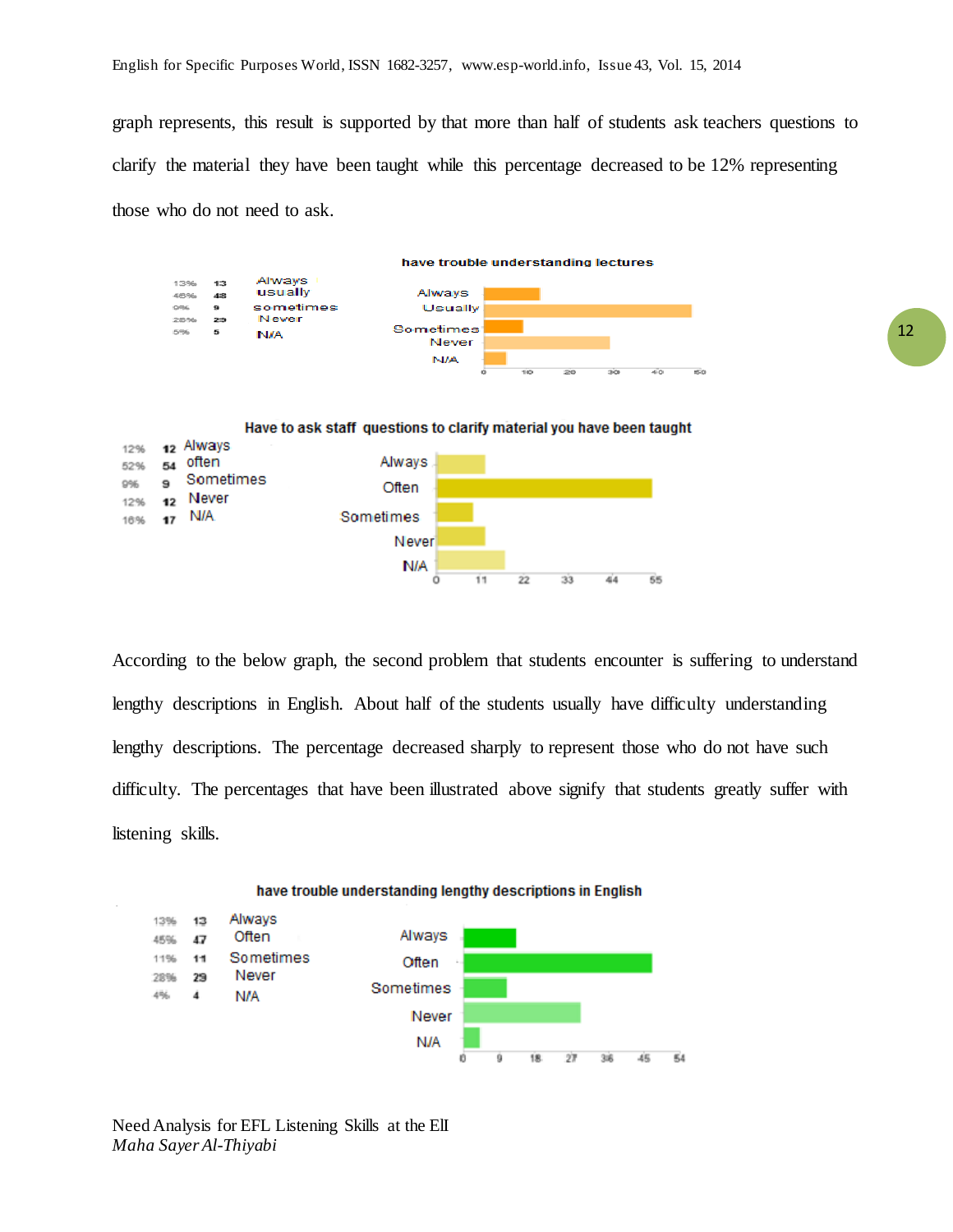graph represents, this result is supported by that more than half of students ask teachers questions to clarify the material they have been taught while this percentage decreased to be 12% representing those who do not need to ask.

**have trouble understanding lectures**

| % | Count | Response |
|---|---|---|
| 13% | 13 | Always |
| 46% | 48 | usually |
| 9% | 9 | sometimes |
| 28% | 29 | Never |
| 5% | 5 | N/A |

**Have to ask staff questions to clarify material you have been taught**

| % | Count | Response |
|---|---|---|
| 12% | 12 | Always |
| 52% | 54 | often |
| 9% | 9 | Sometimes |
| 12% | 12 | Never |
| 16% | 17 | N/A |

According to the below graph, the second problem that students encounter is suffering to understand lengthy descriptions in English. About half of the students usually have difficulty understanding lengthy descriptions. The percentage decreased sharply to represent those who do not have such difficulty. The percentages that have been illustrated above signify that students greatly suffer with listening skills.

**have trouble understanding lengthy descriptions in English**

| % | Count | Response |
|---|---|---|
| 13% | 13 | Always |
| 45% | 47 | Often |
| 11% | 11 | Sometimes |
| 28% | 29 | Never |
| 4% | 4 | N/A |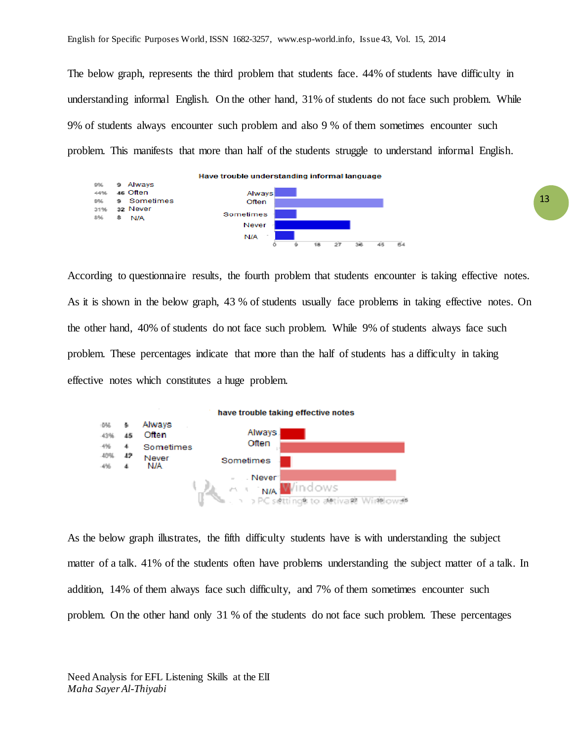The below graph, represents the third problem that students face. 44% of students have difficulty in understanding informal English. On the other hand, 31% of students do not face such problem. While 9% of students always encounter such problem and also 9 % of them sometimes encounter such problem. This manifests that more than half of the students struggle to understand informal English.

**Have trouble understanding informal language**

| % | Count | Response |
|---|---|---|
| 9% | 9 | Always |
| 44% | 46 | Often |
| 9% | 9 | Sometimes |
| 31% | 32 | Never |
| 8% | 8 | N/A |

According to questionnaire results, the fourth problem that students encounter is taking effective notes. As it is shown in the below graph, 43 % of students usually face problems in taking effective notes. On the other hand, 40% of students do not face such problem. While 9% of students always face such problem. These percentages indicate that more than the half of students has a difficulty in taking effective notes which constitutes a huge problem.

**have trouble taking effective notes**

| % | Count | Response |
|---|---|---|
| 8% | 9 | Always |
| 43% | 45 | Often |
| 4% | 4 | Sometimes |
| 40% | 42 | Never |
| 4% | 4 | N/A |

As the below graph illustrates, the fifth difficulty students have is with understanding the subject matter of a talk. 41% of the students often have problems understanding the subject matter of a talk. In addition, 14% of them always face such difficulty, and 7% of them sometimes encounter such problem. On the other hand only 31 % of the students do not face such problem. These percentages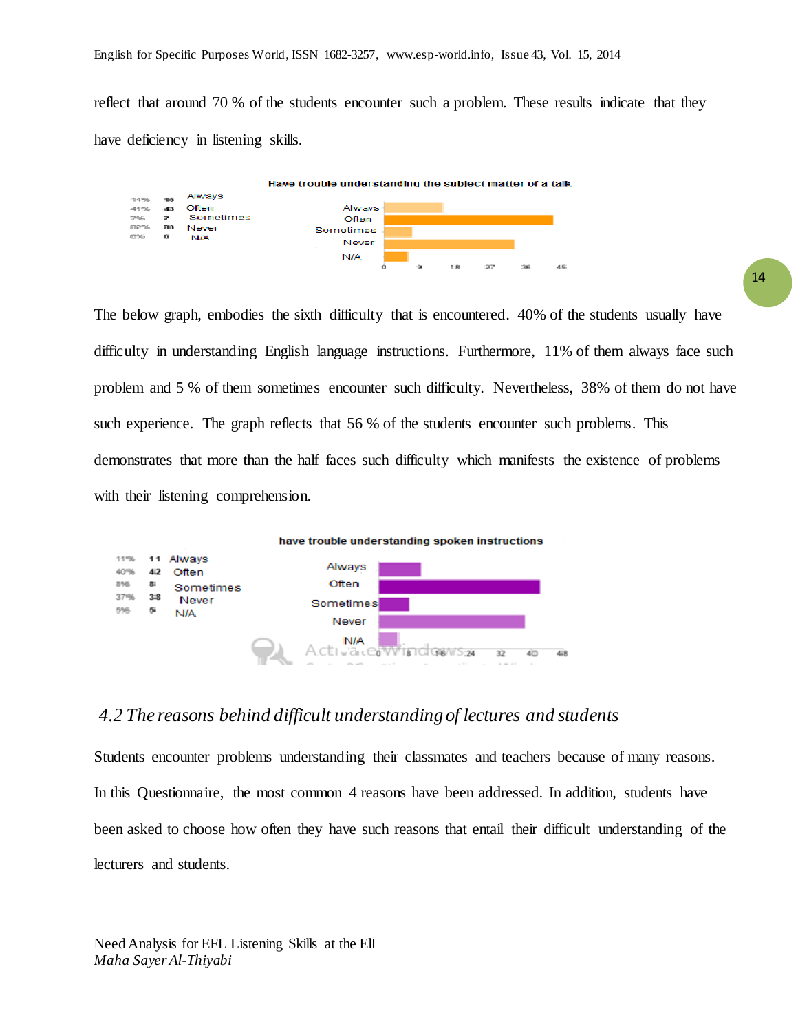reflect that around 70 % of the students encounter such a problem. These results indicate that they have deficiency in listening skills.

**Have trouble understanding the subject matter of a talk**

| % | Count | Response |
|---|---|---|
| 14% | 15 | Always |
| 41% | 43 | Often |
| 7% | 7 | Sometimes |
| 32% | 33 | Never |
| 6% | 6 | N/A |

The below graph, embodies the sixth difficulty that is encountered. 40% of the students usually have difficulty in understanding English language instructions. Furthermore, 11% of them always face such problem and 5 % of them sometimes encounter such difficulty. Nevertheless, 38% of them do not have such experience. The graph reflects that 56 % of the students encounter such problems. This demonstrates that more than the half faces such difficulty which manifests the existence of problems with their listening comprehension.

**have trouble understanding spoken instructions**

| % | Count | Response |
|---|---|---|
| 11% | 11 | Always |
| 40% | 42 | Often |
| 8% | 8 | Sometimes |
| 37% | 38 | Never |
| 5% | 5 | N/A |

## *4.2 The reasons behind difficult understanding of lectures and students*

Students encounter problems understanding their classmates and teachers because of many reasons. In this Questionnaire, the most common 4 reasons have been addressed. In addition, students have been asked to choose how often they have such reasons that entail their difficult understanding of the lecturers and students.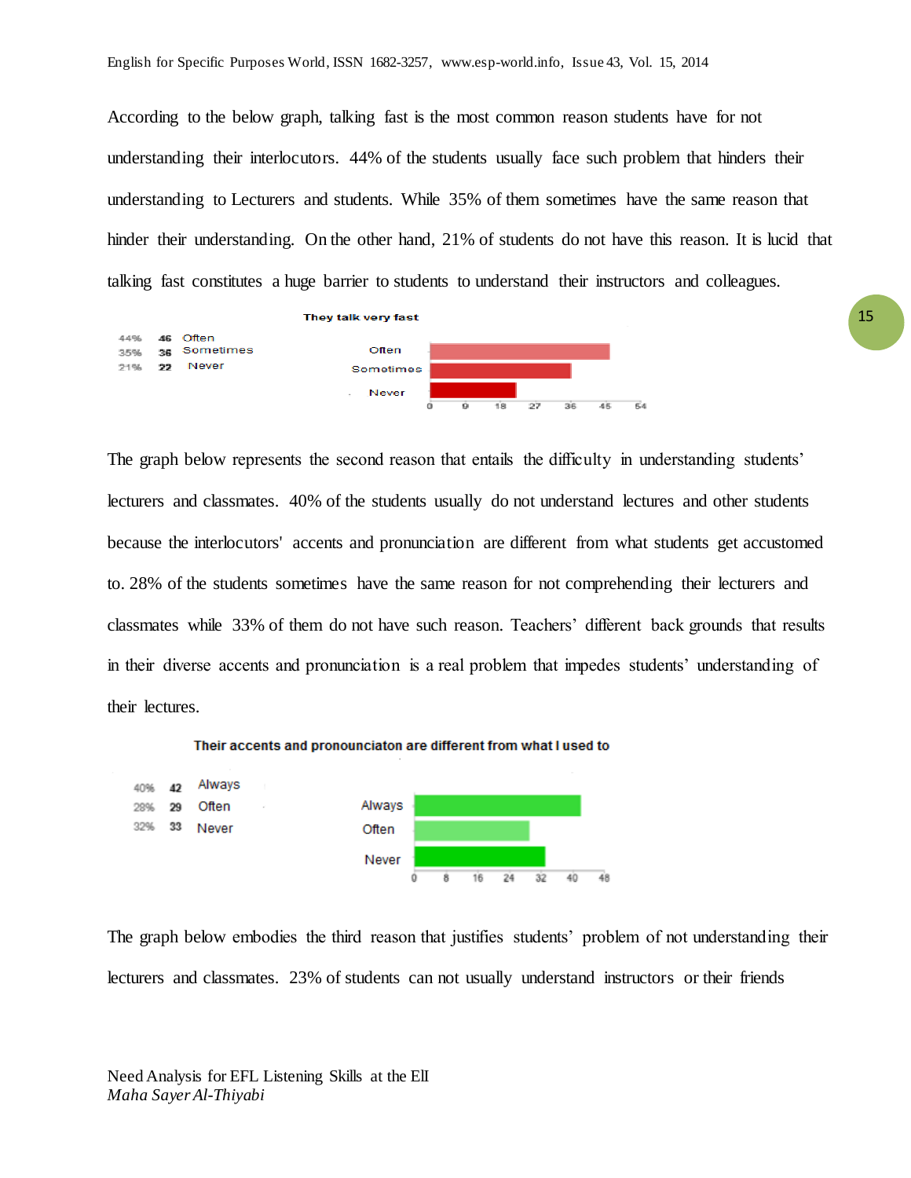According to the below graph, talking fast is the most common reason students have for not understanding their interlocutors. 44% of the students usually face such problem that hinders their understanding to Lecturers and students. While 35% of them sometimes have the same reason that hinder their understanding. On the other hand, 21% of students do not have this reason. It is lucid that talking fast constitutes a huge barrier to students to understand their instructors and colleagues.

**They talk very fast**

| % | Count | Response |
|---|---|---|
| 44% | 46 | Often |
| 35% | 36 | Sometimes |
| 21% | 22 | Never |

The graph below represents the second reason that entails the difficulty in understanding students' lecturers and classmates. 40% of the students usually do not understand lectures and other students because the interlocutors' accents and pronunciation are different from what students get accustomed to. 28% of the students sometimes have the same reason for not comprehending their lecturers and classmates while 33% of them do not have such reason. Teachers' different back grounds that results in their diverse accents and pronunciation is a real problem that impedes students' understanding of their lectures.

**Their accents and pronounciaton are different from what I used to**

| % | Count | Response |
|---|---|---|
| 40% | 42 | Always |
| 28% | 29 | Often |
| 32% | 33 | Never |

The graph below embodies the third reason that justifies students' problem of not understanding their lecturers and classmates. 23% of students can not usually understand instructors or their friends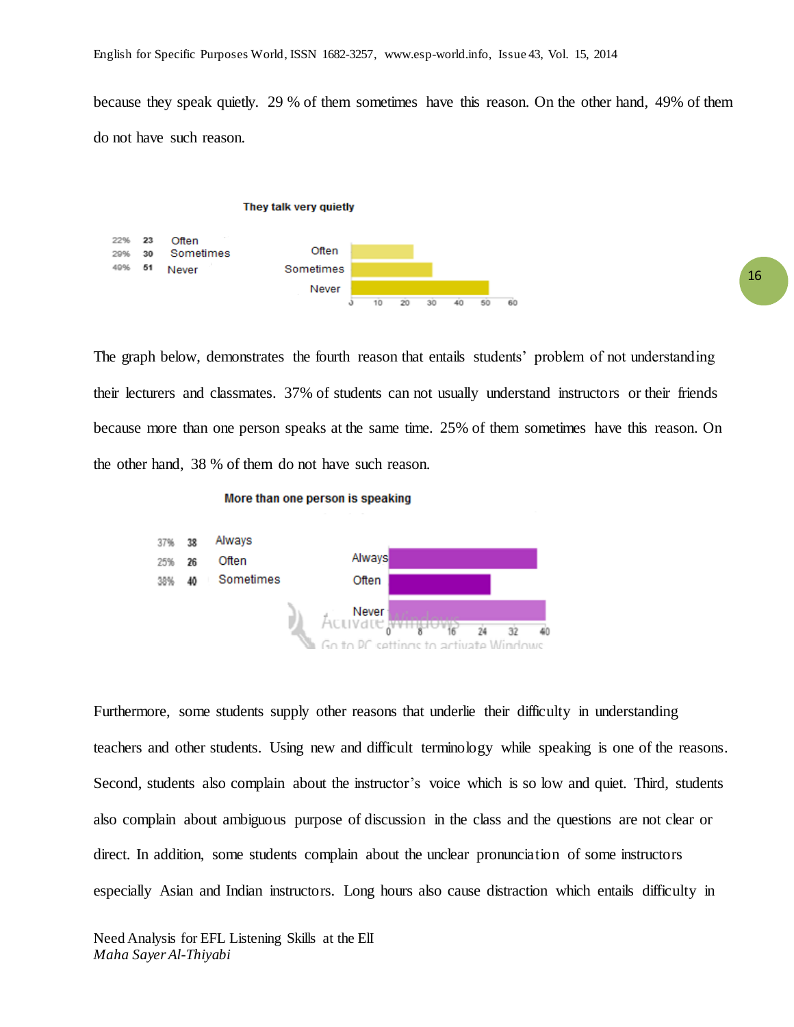because they speak quietly. 29 % of them sometimes have this reason. On the other hand, 49% of them do not have such reason.

**They talk very quietly**

| % | Count | Response |
|---|---|---|
| 22% | 23 | Often |
| 29% | 30 | Sometimes |
| 49% | 51 | Never |

The graph below, demonstrates the fourth reason that entails students' problem of not understanding their lecturers and classmates. 37% of students can not usually understand instructors or their friends because more than one person speaks at the same time. 25% of them sometimes have this reason. On the other hand, 38 % of them do not have such reason.

**More than one person is speaking**

| % | Count | Response |
|---|---|---|
| 37% | 38 | Always |
| 25% | 26 | Often |
| 38% | 40 | Sometimes |

Furthermore, some students supply other reasons that underlie their difficulty in understanding teachers and other students. Using new and difficult terminology while speaking is one of the reasons. Second, students also complain about the instructor's voice which is so low and quiet. Third, students also complain about ambiguous purpose of discussion in the class and the questions are not clear or direct. In addition, some students complain about the unclear pronunciation of some instructors especially Asian and Indian instructors. Long hours also cause distraction which entails difficulty in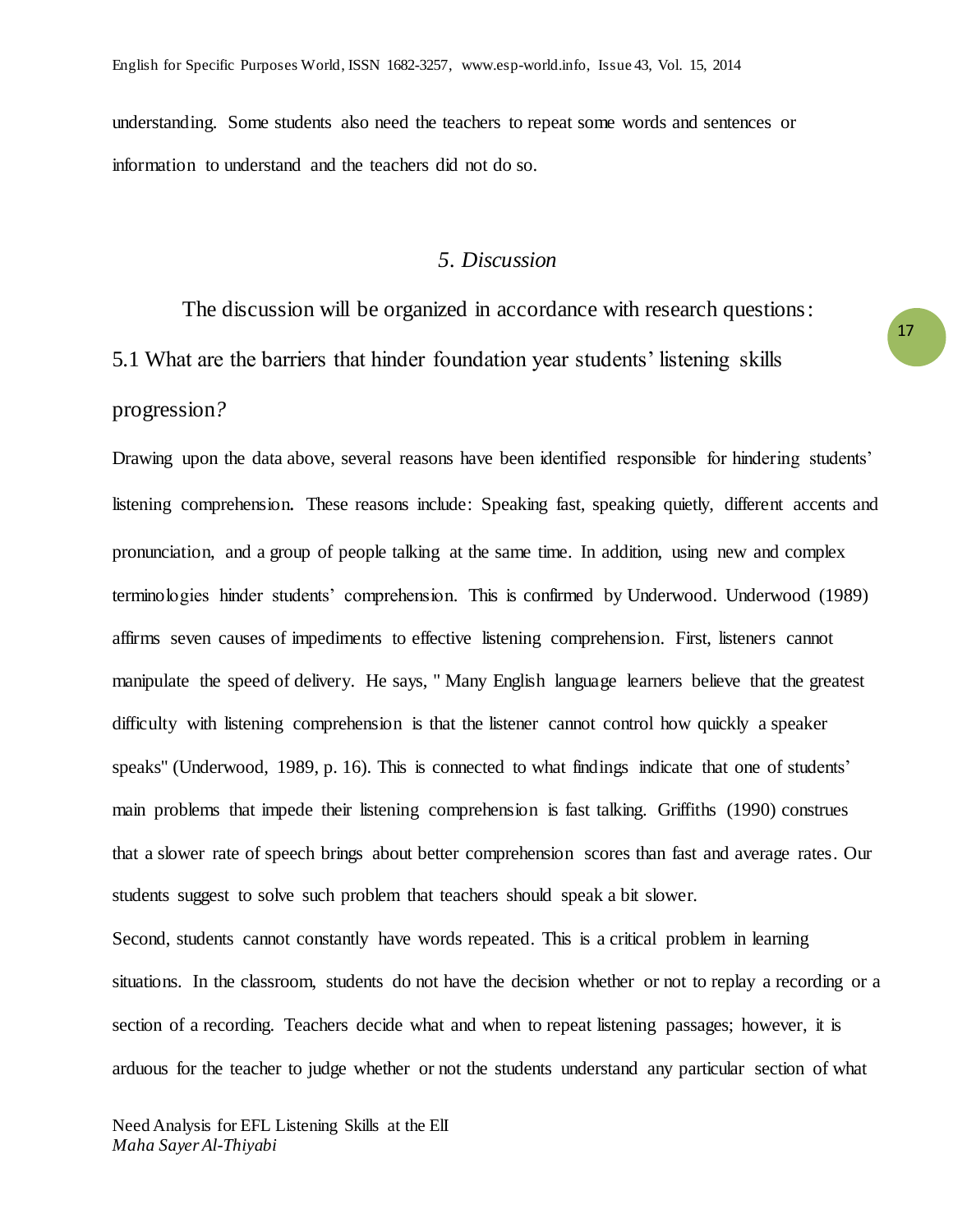understanding. Some students also need the teachers to repeat some words and sentences or information to understand and the teachers did not do so.

## *5. Discussion*

The discussion will be organized in accordance with research questions:

### 5.1 What are the barriers that hinder foundation year students' listening skills progression?

Drawing upon the data above, several reasons have been identified responsible for hindering students' listening comprehension. These reasons include: Speaking fast, speaking quietly, different accents and pronunciation, and a group of people talking at the same time. In addition, using new and complex terminologies hinder students' comprehension. This is confirmed by Underwood. Underwood (1989) affirms seven causes of impediments to effective listening comprehension. First, listeners cannot manipulate the speed of delivery. He says, " Many English language learners believe that the greatest difficulty with listening comprehension is that the listener cannot control how quickly a speaker speaks" (Underwood, 1989, p. 16). This is connected to what findings indicate that one of students' main problems that impede their listening comprehension is fast talking. Griffiths (1990) construes that a slower rate of speech brings about better comprehension scores than fast and average rates. Our students suggest to solve such problem that teachers should speak a bit slower.

Second, students cannot constantly have words repeated. This is a critical problem in learning situations. In the classroom, students do not have the decision whether or not to replay a recording or a section of a recording. Teachers decide what and when to repeat listening passages; however, it is arduous for the teacher to judge whether or not the students understand any particular section of what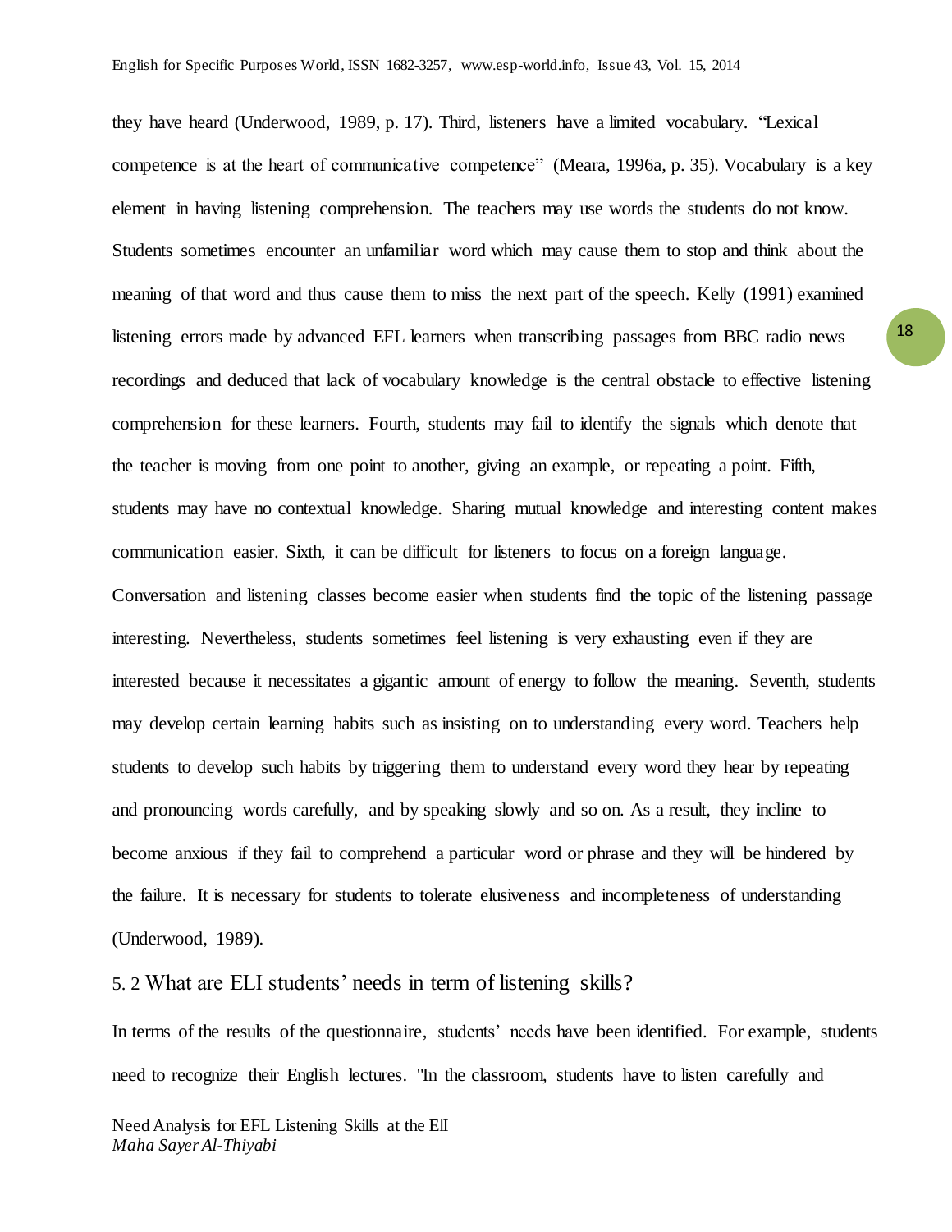they have heard (Underwood, 1989, p. 17). Third, listeners have a limited vocabulary. "Lexical competence is at the heart of communicative competence" (Meara, 1996a, p. 35). Vocabulary is a key element in having listening comprehension. The teachers may use words the students do not know. Students sometimes encounter an unfamiliar word which may cause them to stop and think about the meaning of that word and thus cause them to miss the next part of the speech. Kelly (1991) examined listening errors made by advanced EFL learners when transcribing passages from BBC radio news recordings and deduced that lack of vocabulary knowledge is the central obstacle to effective listening comprehension for these learners. Fourth, students may fail to identify the signals which denote that the teacher is moving from one point to another, giving an example, or repeating a point. Fifth, students may have no contextual knowledge. Sharing mutual knowledge and interesting content makes communication easier. Sixth, it can be difficult for listeners to focus on a foreign language. Conversation and listening classes become easier when students find the topic of the listening passage interesting. Nevertheless, students sometimes feel listening is very exhausting even if they are interested because it necessitates a gigantic amount of energy to follow the meaning. Seventh, students may develop certain learning habits such as insisting on to understanding every word. Teachers help students to develop such habits by triggering them to understand every word they hear by repeating and pronouncing words carefully, and by speaking slowly and so on. As a result, they incline to become anxious if they fail to comprehend a particular word or phrase and they will be hindered by the failure. It is necessary for students to tolerate elusiveness and incompleteness of understanding (Underwood, 1989).

## 5. 2 What are ELI students' needs in term of listening skills?

In terms of the results of the questionnaire, students' needs have been identified. For example, students need to recognize their English lectures. "In the classroom, students have to listen carefully and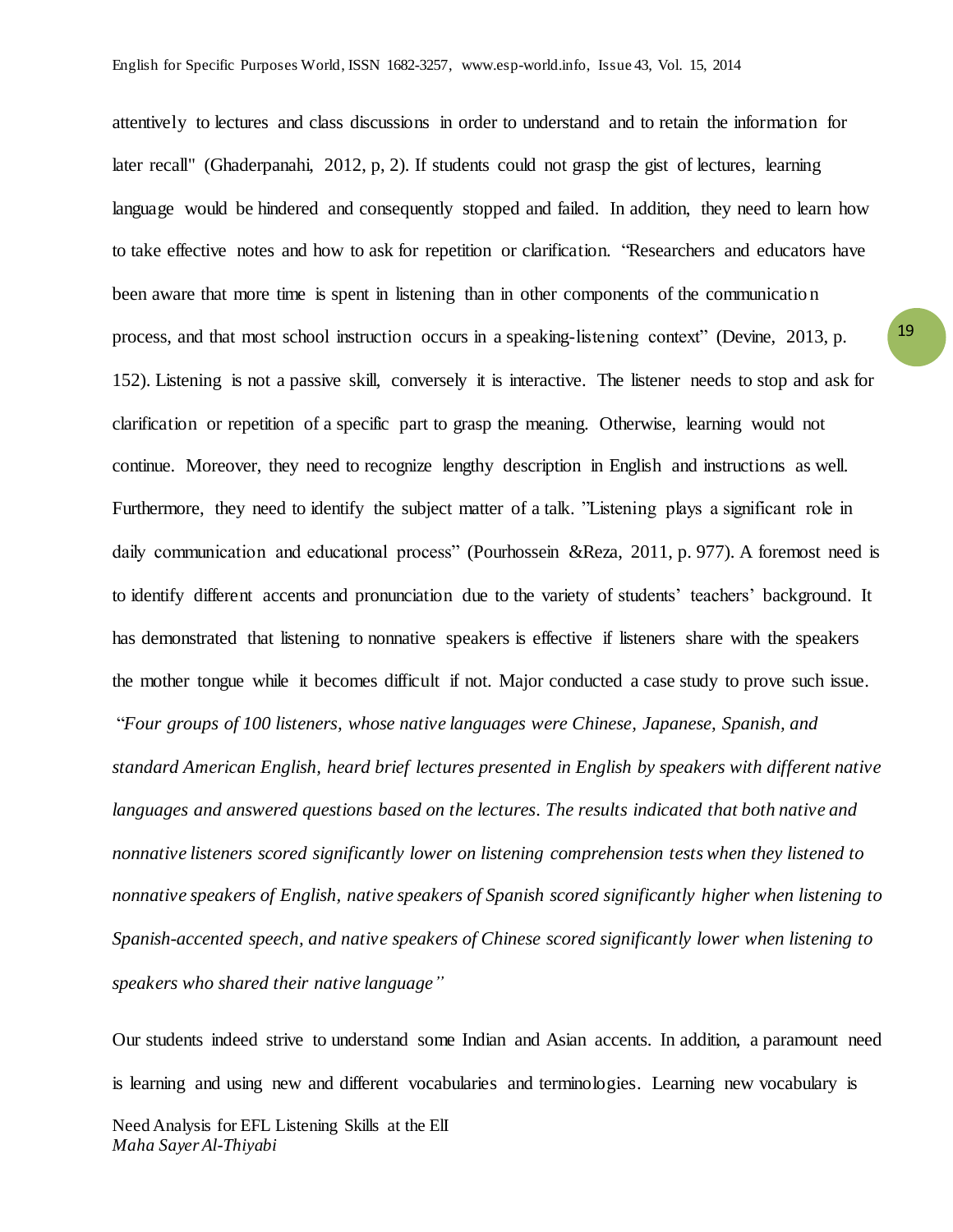attentively to lectures and class discussions in order to understand and to retain the information for later recall" (Ghaderpanahi, 2012, p, 2). If students could not grasp the gist of lectures, learning language would be hindered and consequently stopped and failed. In addition, they need to learn how to take effective notes and how to ask for repetition or clarification. "Researchers and educators have been aware that more time is spent in listening than in other components of the communication process, and that most school instruction occurs in a speaking-listening context" (Devine, 2013, p. 152). Listening is not a passive skill, conversely it is interactive. The listener needs to stop and ask for clarification or repetition of a specific part to grasp the meaning. Otherwise, learning would not continue. Moreover, they need to recognize lengthy description in English and instructions as well. Furthermore, they need to identify the subject matter of a talk. "Listening plays a significant role in daily communication and educational process" (Pourhossein &Reza, 2011, p. 977). A foremost need is to identify different accents and pronunciation due to the variety of students' teachers' background. It has demonstrated that listening to nonnative speakers is effective if listeners share with the speakers the mother tongue while it becomes difficult if not. Major conducted a case study to prove such issue.

"*Four groups of 100 listeners, whose native languages were Chinese, Japanese, Spanish, and standard American English, heard brief lectures presented in English by speakers with different native languages and answered questions based on the lectures. The results indicated that both native and nonnative listeners scored significantly lower on listening comprehension tests when they listened to nonnative speakers of English, native speakers of Spanish scored significantly higher when listening to Spanish-accented speech, and native speakers of Chinese scored significantly lower when listening to speakers who shared their native language"*

Our students indeed strive to understand some Indian and Asian accents. In addition, a paramount need is learning and using new and different vocabularies and terminologies. Learning new vocabulary is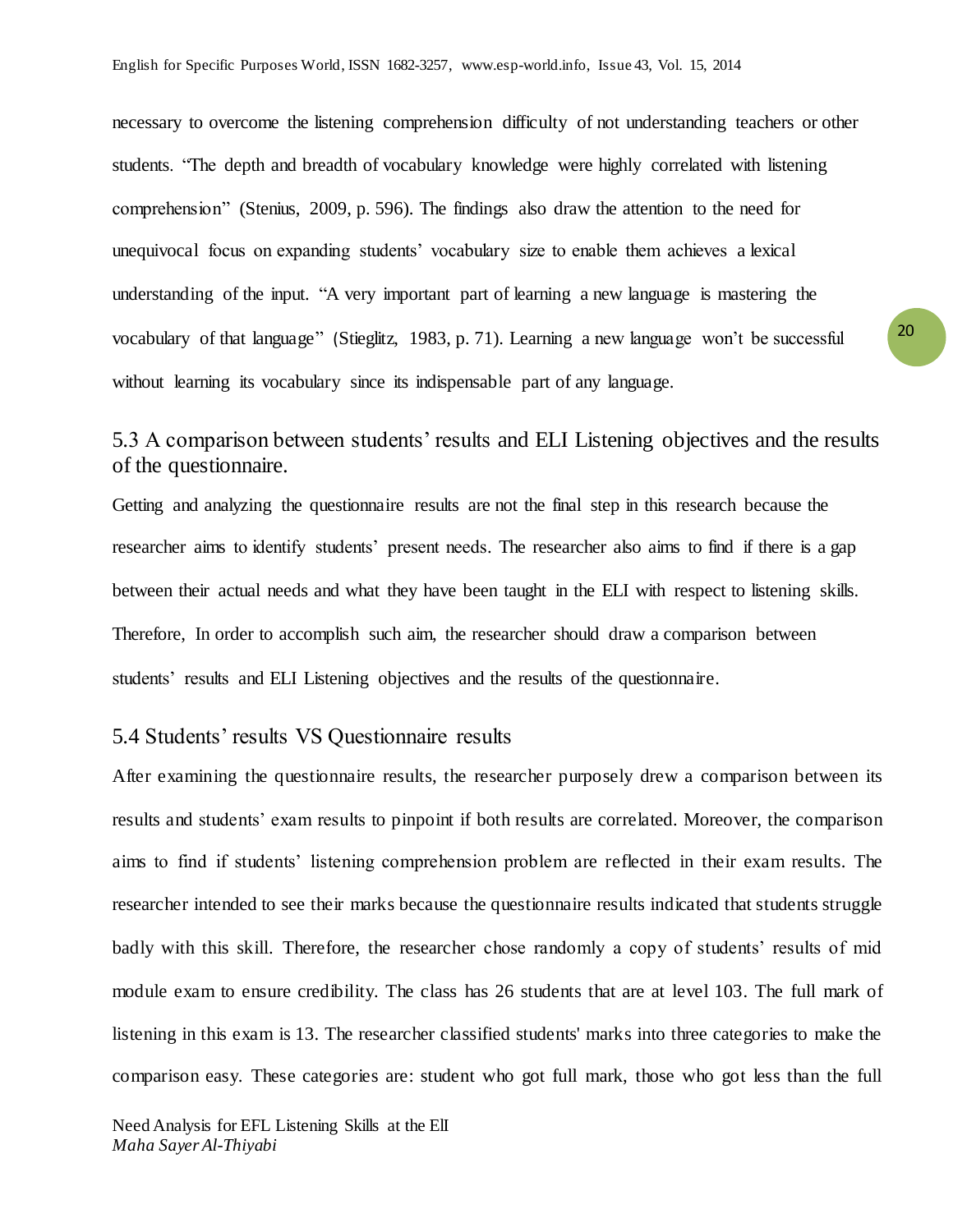necessary to overcome the listening comprehension difficulty of not understanding teachers or other students. “The depth and breadth of vocabulary knowledge were highly correlated with listening comprehension” (Stenius, 2009, p. 596). The findings also draw the attention to the need for unequivocal focus on expanding students’ vocabulary size to enable them achieves a lexical understanding of the input. “A very important part of learning a new language is mastering the vocabulary of that language” (Stieglitz, 1983, p. 71). Learning a new language won’t be successful without learning its vocabulary since its indispensable part of any language.

## 5.3 A comparison between students’ results and ELI Listening objectives and the results of the questionnaire.

Getting and analyzing the questionnaire results are not the final step in this research because the researcher aims to identify students’ present needs. The researcher also aims to find if there is a gap between their actual needs and what they have been taught in the ELI with respect to listening skills. Therefore, In order to accomplish such aim, the researcher should draw a comparison between students’ results and ELI Listening objectives and the results of the questionnaire.

## 5.4 Students’ results VS Questionnaire results

After examining the questionnaire results, the researcher purposely drew a comparison between its results and students’ exam results to pinpoint if both results are correlated. Moreover, the comparison aims to find if students’ listening comprehension problem are reflected in their exam results. The researcher intended to see their marks because the questionnaire results indicated that students struggle badly with this skill. Therefore, the researcher chose randomly a copy of students’ results of mid module exam to ensure credibility. The class has 26 students that are at level 103. The full mark of listening in this exam is 13. The researcher classified students' marks into three categories to make the comparison easy. These categories are: student who got full mark, those who got less than the full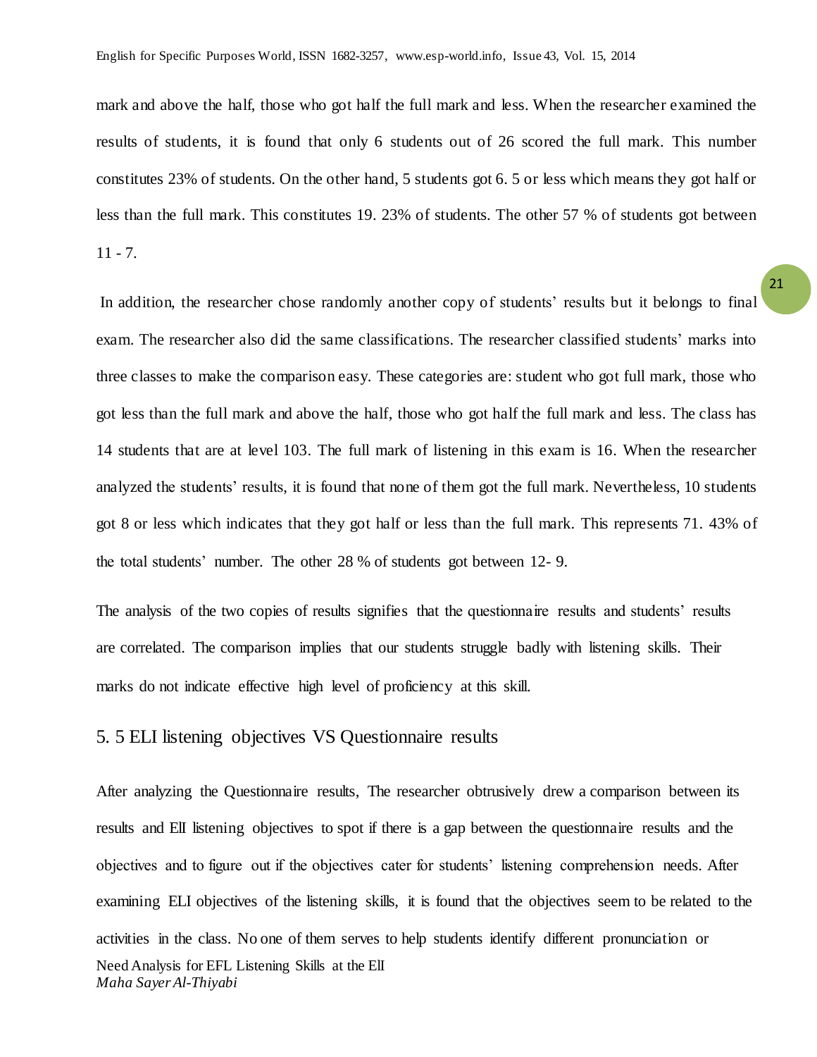mark and above the half, those who got half the full mark and less. When the researcher examined the results of students, it is found that only 6 students out of 26 scored the full mark. This number constitutes 23% of students. On the other hand, 5 students got 6. 5 or less which means they got half or less than the full mark. This constitutes 19. 23% of students. The other 57 % of students got between 11 - 7.

In addition, the researcher chose randomly another copy of students' results but it belongs to final exam. The researcher also did the same classifications. The researcher classified students' marks into three classes to make the comparison easy. These categories are: student who got full mark, those who got less than the full mark and above the half, those who got half the full mark and less. The class has 14 students that are at level 103. The full mark of listening in this exam is 16. When the researcher analyzed the students' results, it is found that none of them got the full mark. Nevertheless, 10 students got 8 or less which indicates that they got half or less than the full mark. This represents 71. 43% of the total students' number. The other 28 % of students got between 12- 9.

The analysis of the two copies of results signifies that the questionnaire results and students' results are correlated. The comparison implies that our students struggle badly with listening skills. Their marks do not indicate effective high level of proficiency at this skill.

## 5. 5 ELI listening objectives VS Questionnaire results

After analyzing the Questionnaire results, The researcher obtrusively drew a comparison between its results and ElI listening objectives to spot if there is a gap between the questionnaire results and the objectives and to figure out if the objectives cater for students' listening comprehension needs. After examining ELI objectives of the listening skills, it is found that the objectives seem to be related to the activities in the class. No one of them serves to help students identify different pronunciation or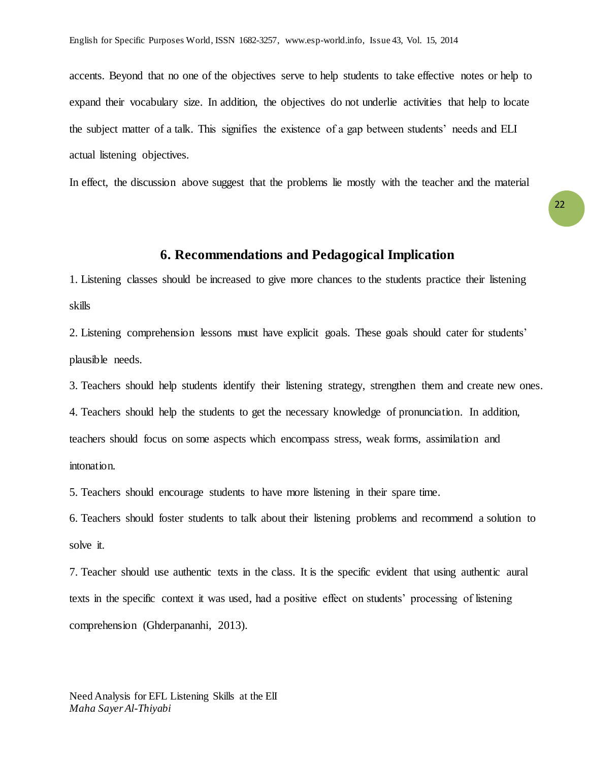accents. Beyond that no one of the objectives serve to help students to take effective notes or help to expand their vocabulary size. In addition, the objectives do not underlie activities that help to locate the subject matter of a talk. This signifies the existence of a gap between students' needs and ELI actual listening objectives.

In effect, the discussion above suggest that the problems lie mostly with the teacher and the material

## 6. Recommendations and Pedagogical Implication

1. Listening classes should be increased to give more chances to the students practice their listening skills

2. Listening comprehension lessons must have explicit goals. These goals should cater for students' plausible needs.

3. Teachers should help students identify their listening strategy, strengthen them and create new ones.

4. Teachers should help the students to get the necessary knowledge of pronunciation. In addition, teachers should focus on some aspects which encompass stress, weak forms, assimilation and intonation.

5. Teachers should encourage students to have more listening in their spare time.

6. Teachers should foster students to talk about their listening problems and recommend a solution to solve it.

7. Teacher should use authentic texts in the class. It is the specific evident that using authentic aural texts in the specific context it was used, had a positive effect on students' processing of listening comprehension (Ghderpananhi, 2013).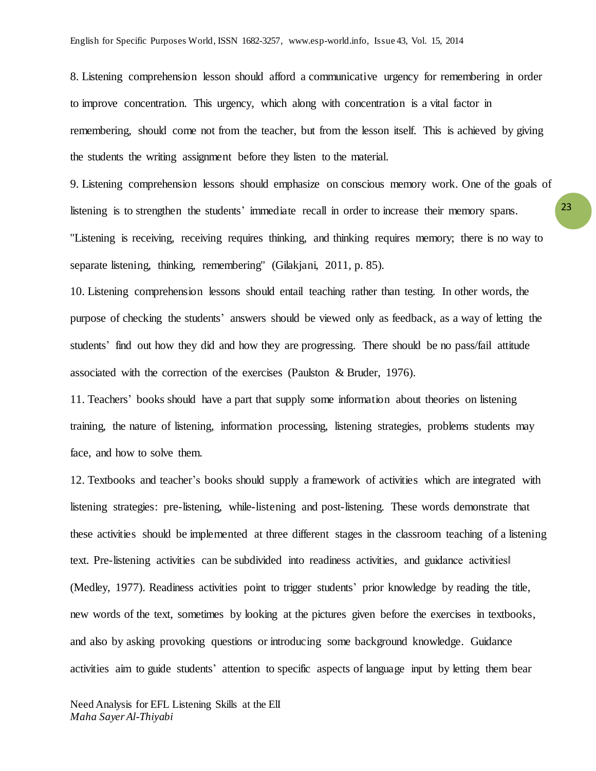8. Listening comprehension lesson should afford a communicative urgency for remembering in order to improve concentration. This urgency, which along with concentration is a vital factor in remembering, should come not from the teacher, but from the lesson itself. This is achieved by giving the students the writing assignment before they listen to the material.

9. Listening comprehension lessons should emphasize on conscious memory work. One of the goals of listening is to strengthen the students' immediate recall in order to increase their memory spans. "Listening is receiving, receiving requires thinking, and thinking requires memory; there is no way to separate listening, thinking, remembering" (Gilakjani, 2011, p. 85).

10. Listening comprehension lessons should entail teaching rather than testing. In other words, the purpose of checking the students' answers should be viewed only as feedback, as a way of letting the students' find out how they did and how they are progressing. There should be no pass/fail attitude associated with the correction of the exercises (Paulston & Bruder, 1976).

11. Teachers' books should have a part that supply some information about theories on listening training, the nature of listening, information processing, listening strategies, problems students may face, and how to solve them.

12. Textbooks and teacher's books should supply a framework of activities which are integrated with listening strategies: pre-listening, while-listening and post-listening. These words demonstrate that these activities should be implemented at three different stages in the classroom teaching of a listening text. Pre-listening activities can be subdivided into readiness activities, and guidance activities‖ (Medley, 1977). Readiness activities point to trigger students' prior knowledge by reading the title, new words of the text, sometimes by looking at the pictures given before the exercises in textbooks, and also by asking provoking questions or introducing some background knowledge. Guidance activities aim to guide students' attention to specific aspects of language input by letting them bear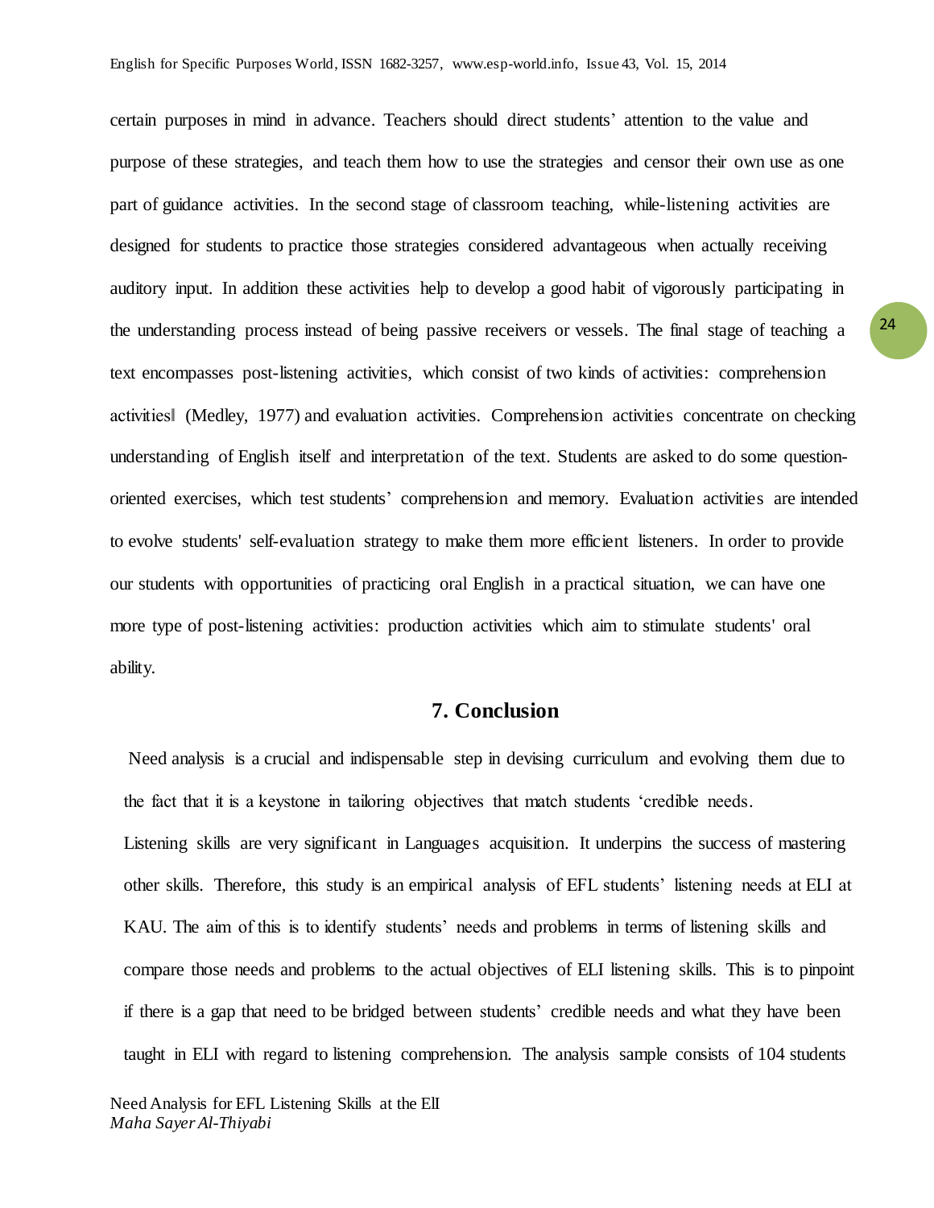certain purposes in mind in advance. Teachers should direct students' attention to the value and purpose of these strategies, and teach them how to use the strategies and censor their own use as one part of guidance activities. In the second stage of classroom teaching, while-listening activities are designed for students to practice those strategies considered advantageous when actually receiving auditory input. In addition these activities help to develop a good habit of vigorously participating in the understanding process instead of being passive receivers or vessels. The final stage of teaching a text encompasses post-listening activities, which consist of two kinds of activities: comprehension activities‖ (Medley, 1977) and evaluation activities. Comprehension activities concentrate on checking understanding of English itself and interpretation of the text. Students are asked to do some question-oriented exercises, which test students' comprehension and memory. Evaluation activities are intended to evolve students' self-evaluation strategy to make them more efficient listeners. In order to provide our students with opportunities of practicing oral English in a practical situation, we can have one more type of post-listening activities: production activities which aim to stimulate students' oral ability.

## 7. Conclusion

Need analysis is a crucial and indispensable step in devising curriculum and evolving them due to the fact that it is a keystone in tailoring objectives that match students 'credible needs.

Listening skills are very significant in Languages acquisition. It underpins the success of mastering other skills. Therefore, this study is an empirical analysis of EFL students' listening needs at ELI at KAU. The aim of this is to identify students' needs and problems in terms of listening skills and compare those needs and problems to the actual objectives of ELI listening skills. This is to pinpoint if there is a gap that need to be bridged between students' credible needs and what they have been taught in ELI with regard to listening comprehension. The analysis sample consists of 104 students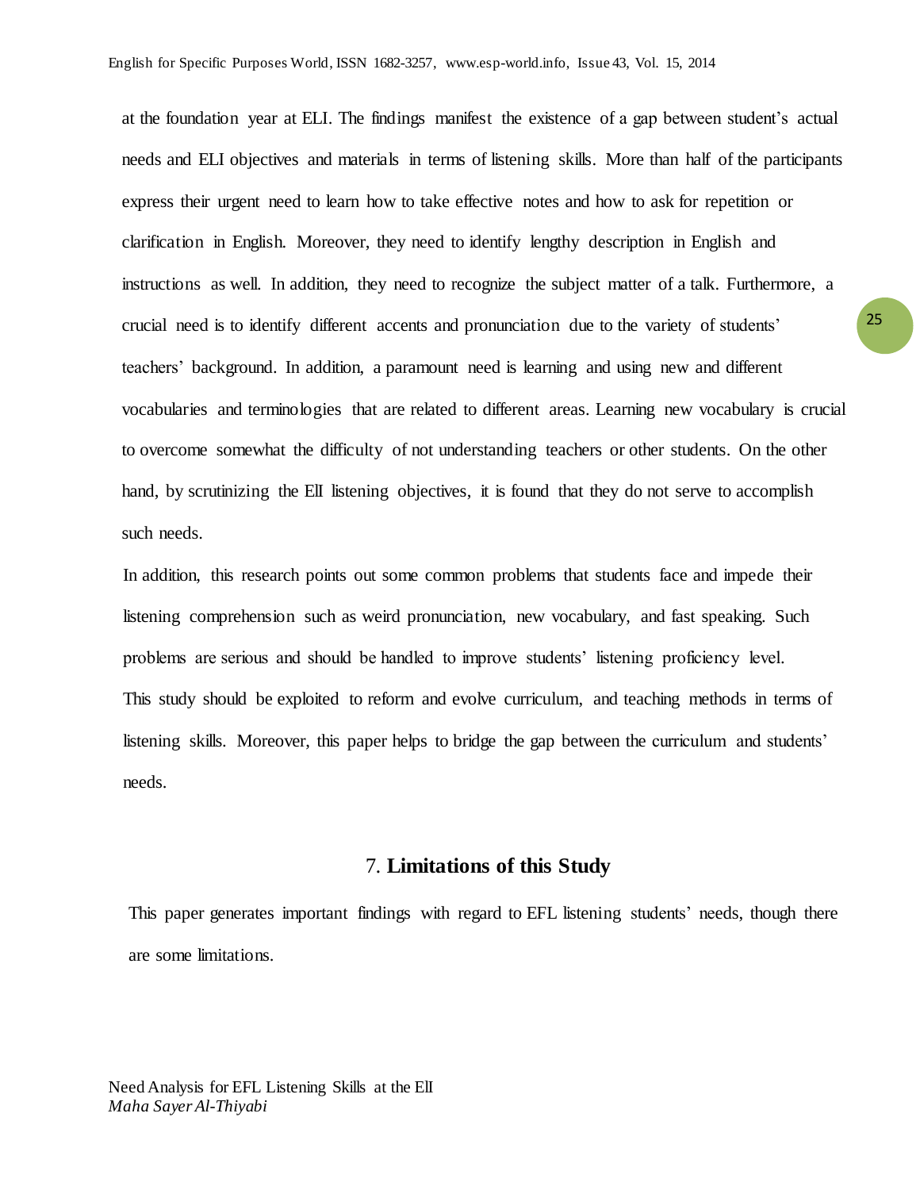at the foundation year at ELI. The findings manifest the existence of a gap between student's actual needs and ELI objectives and materials in terms of listening skills. More than half of the participants express their urgent need to learn how to take effective notes and how to ask for repetition or clarification in English. Moreover, they need to identify lengthy description in English and instructions as well. In addition, they need to recognize the subject matter of a talk. Furthermore, a crucial need is to identify different accents and pronunciation due to the variety of students' teachers' background. In addition, a paramount need is learning and using new and different vocabularies and terminologies that are related to different areas. Learning new vocabulary is crucial to overcome somewhat the difficulty of not understanding teachers or other students. On the other hand, by scrutinizing the ElI listening objectives, it is found that they do not serve to accomplish such needs.

In addition, this research points out some common problems that students face and impede their listening comprehension such as weird pronunciation, new vocabulary, and fast speaking. Such problems are serious and should be handled to improve students' listening proficiency level.

This study should be exploited to reform and evolve curriculum, and teaching methods in terms of listening skills. Moreover, this paper helps to bridge the gap between the curriculum and students' needs.

## 7. **Limitations of this Study**

This paper generates important findings with regard to EFL listening students' needs, though there are some limitations.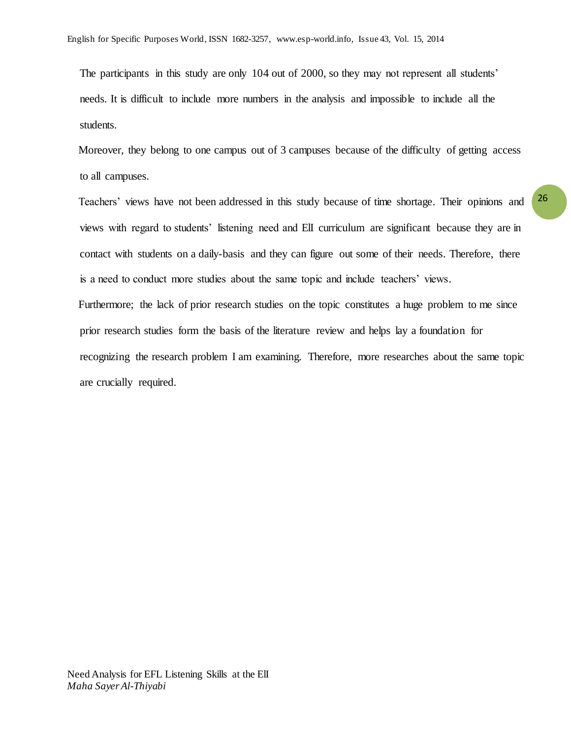The participants in this study are only 104 out of 2000, so they may not represent all students' needs. It is difficult to include more numbers in the analysis and impossible to include all the students.

Moreover, they belong to one campus out of 3 campuses because of the difficulty of getting access to all campuses.

Teachers' views have not been addressed in this study because of time shortage. Their opinions and views with regard to students' listening need and ElI curriculum are significant because they are in contact with students on a daily-basis and they can figure out some of their needs. Therefore, there is a need to conduct more studies about the same topic and include teachers' views.

Furthermore; the lack of prior research studies on the topic constitutes a huge problem to me since prior research studies form the basis of the literature review and helps lay a foundation for recognizing the research problem I am examining. Therefore, more researches about the same topic are crucially required.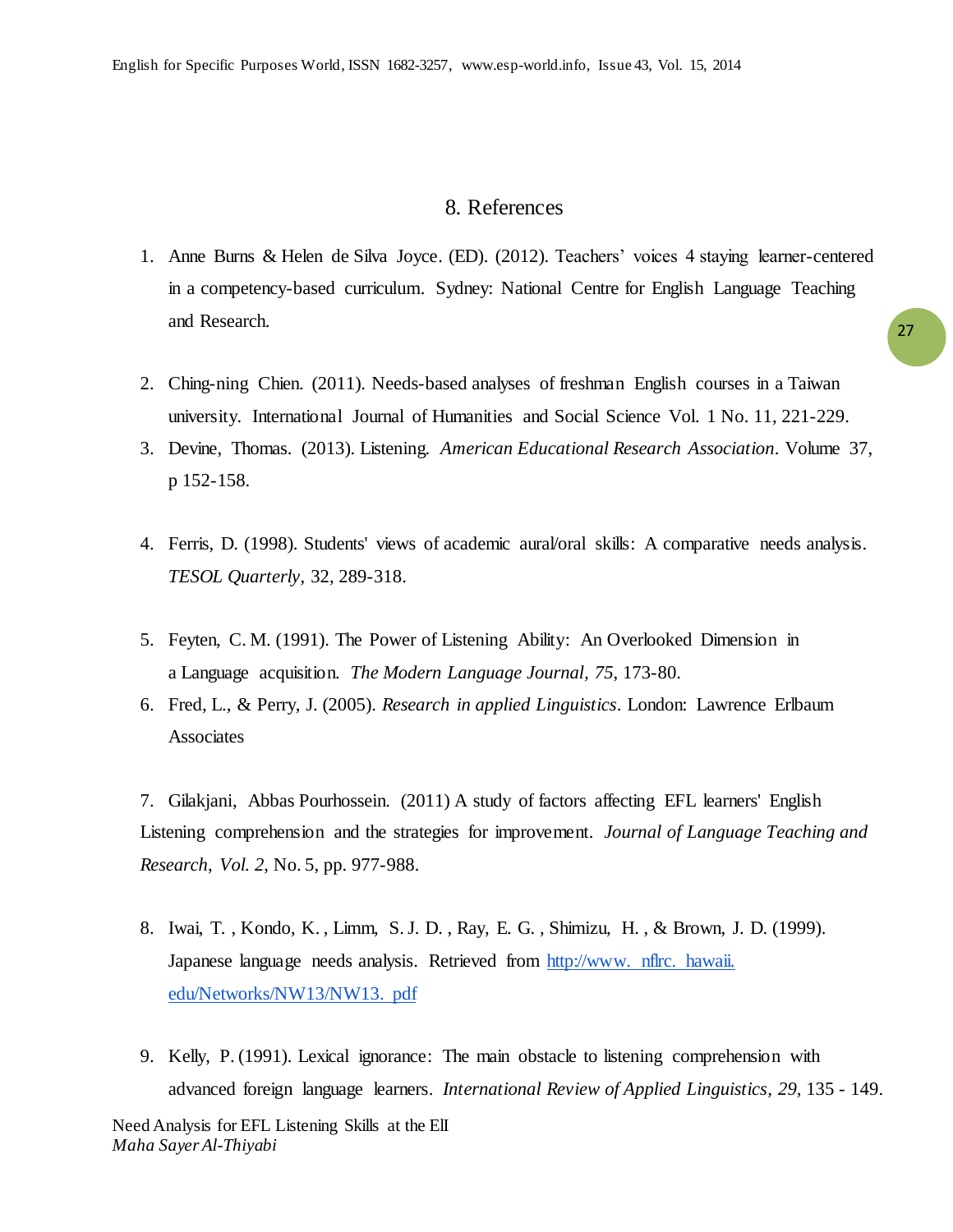## 8. References

1. Anne Burns & Helen de Silva Joyce. (ED). (2012). Teachers' voices 4 staying learner-centered in a competency-based curriculum. Sydney: National Centre for English Language Teaching and Research.

2. Ching-ning Chien. (2011). Needs-based analyses of freshman English courses in a Taiwan university. International Journal of Humanities and Social Science Vol. 1 No. 11, 221-229.
3. Devine, Thomas. (2013). Listening. *American Educational Research Association*. Volume 37, p 152-158.

4. Ferris, D. (1998). Students' views of academic aural/oral skills: A comparative needs analysis. *TESOL Quarterly*, 32, 289-318.

5. Feyten, C. M. (1991). The Power of Listening Ability: An Overlooked Dimension in a Language acquisition. *The Modern Language Journal, 75*, 173-80.
6. Fred, L., & Perry, J. (2005). *Research in applied Linguistics*. London: Lawrence Erlbaum Associates

7. Gilakjani, Abbas Pourhossein. (2011) A study of factors affecting EFL learners' English Listening comprehension and the strategies for improvement. *Journal of Language Teaching and Research*, *Vol. 2*, No. 5, pp. 977-988.

8. Iwai, T. , Kondo, K. , Limm, S. J. D. , Ray, E. G. , Shimizu, H. , & Brown, J. D. (1999). Japanese language needs analysis. Retrieved from http://www. nflrc. hawaii. edu/Networks/NW13/NW13. pdf

9. Kelly, P. (1991). Lexical ignorance: The main obstacle to listening comprehension with advanced foreign language learners. *International Review of Applied Linguistics, 29,* 135 - 149.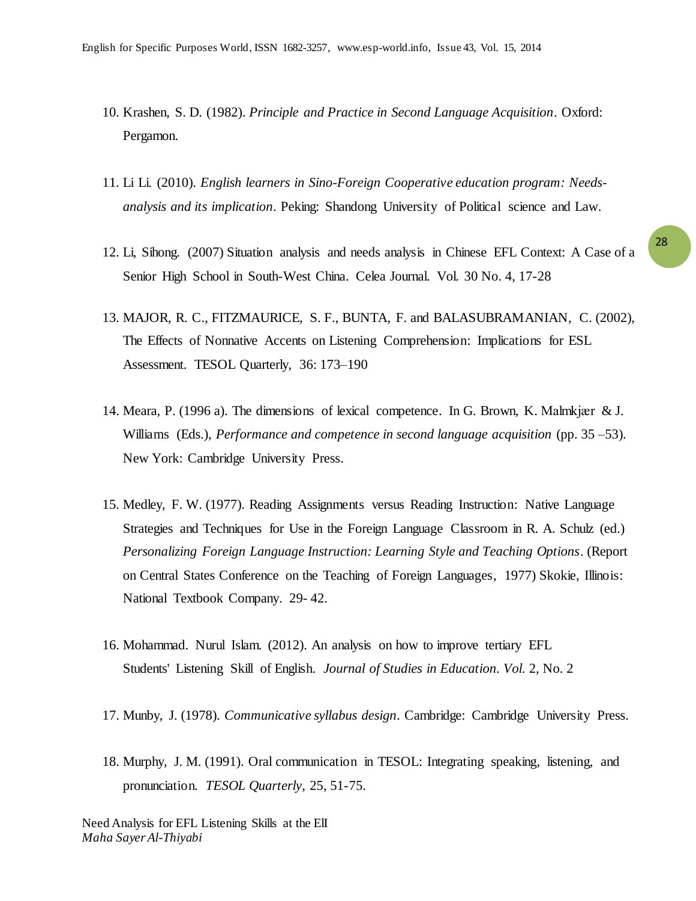10. Krashen, S. D. (1982). *Principle and Practice in Second Language Acquisition*. Oxford: Pergamon.

11. Li Li. (2010). *English learners in Sino-Foreign Cooperative education program: Needs-analysis and its implication*. Peking: Shandong University of Political science and Law.

12. Li, Sihong. (2007) Situation analysis and needs analysis in Chinese EFL Context: A Case of a Senior High School in South-West China. Celea Journal. Vol. 30 No. 4, 17-28

13. MAJOR, R. C., FITZMAURICE, S. F., BUNTA, F. and BALASUBRAMANIAN, C. (2002), The Effects of Nonnative Accents on Listening Comprehension: Implications for ESL Assessment. TESOL Quarterly, 36: 173–190

14. Meara, P. (1996 a). The dimensions of lexical competence. In G. Brown, K. Malmkjær & J. Williams (Eds.), *Performance and competence in second language acquisition* (pp. 35 –53). New York: Cambridge University Press.

15. Medley, F. W. (1977). Reading Assignments versus Reading Instruction: Native Language Strategies and Techniques for Use in the Foreign Language Classroom in R. A. Schulz (ed.) *Personalizing Foreign Language Instruction: Learning Style and Teaching Options*. (Report on Central States Conference on the Teaching of Foreign Languages, 1977) Skokie, Illinois: National Textbook Company. 29- 42.

16. Mohammad. Nurul Islam. (2012). An analysis on how to improve tertiary EFL Students' Listening Skill of English. *Journal of Studies in Education. Vol.* 2, No. 2

17. Munby, J. (1978). *Communicative syllabus design*. Cambridge: Cambridge University Press.

18. Murphy, J. M. (1991). Oral communication in TESOL: Integrating speaking, listening, and pronunciation. *TESOL Quarterly*, 25, 51-75.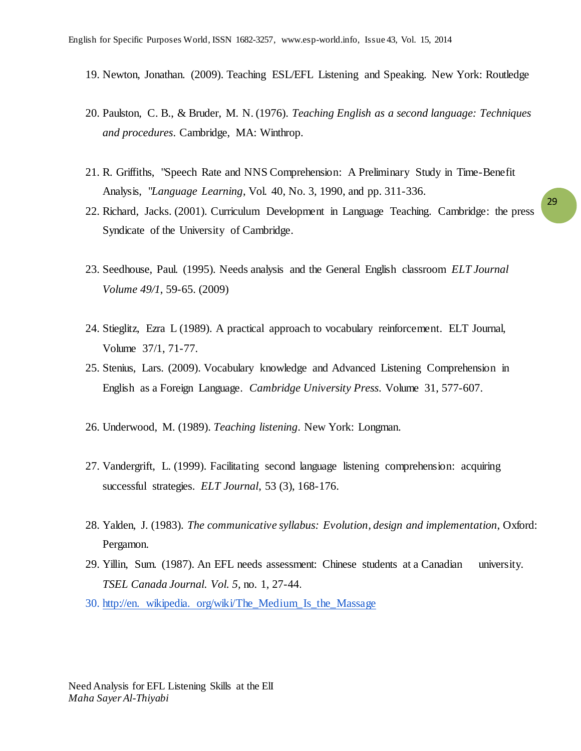19. Newton, Jonathan. (2009). Teaching ESL/EFL Listening and Speaking. New York: Routledge

20. Paulston, C. B., & Bruder, M. N. (1976). *Teaching English as a second language: Techniques and procedures*. Cambridge, MA: Winthrop.

21. R. Griffiths, "Speech Rate and NNS Comprehension: A Preliminary Study in Time-Benefit Analysis, "*Language Learning*, Vol. 40, No. 3, 1990, and pp. 311-336.

22. Richard, Jacks. (2001). Curriculum Development in Language Teaching. Cambridge: the press Syndicate of the University of Cambridge.

23. Seedhouse, Paul. (1995). Needs analysis and the General English classroom *ELT Journal Volume 49/1*, 59-65. (2009)

24. Stieglitz, Ezra L (1989). A practical approach to vocabulary reinforcement. ELT Journal, Volume 37/1, 71-77.

25. Stenius, Lars. (2009). Vocabulary knowledge and Advanced Listening Comprehension in English as a Foreign Language. *Cambridge University Press*. Volume 31, 577-607.

26. Underwood, M. (1989). *Teaching listening*. New York: Longman.

27. Vandergrift, L. (1999). Facilitating second language listening comprehension: acquiring successful strategies. *ELT Journal*, 53 (3), 168-176.

28. Yalden, J. (1983). *The communicative syllabus: Evolution, design and implementation*, Oxford: Pergamon.

29. Yillin, Sum. (1987). An EFL needs assessment: Chinese students at a Canadian university. *TSEL Canada Journal. Vol. 5*, no. 1, 27-44.

30. http://en. wikipedia. org/wiki/The_Medium_Is_the_Massage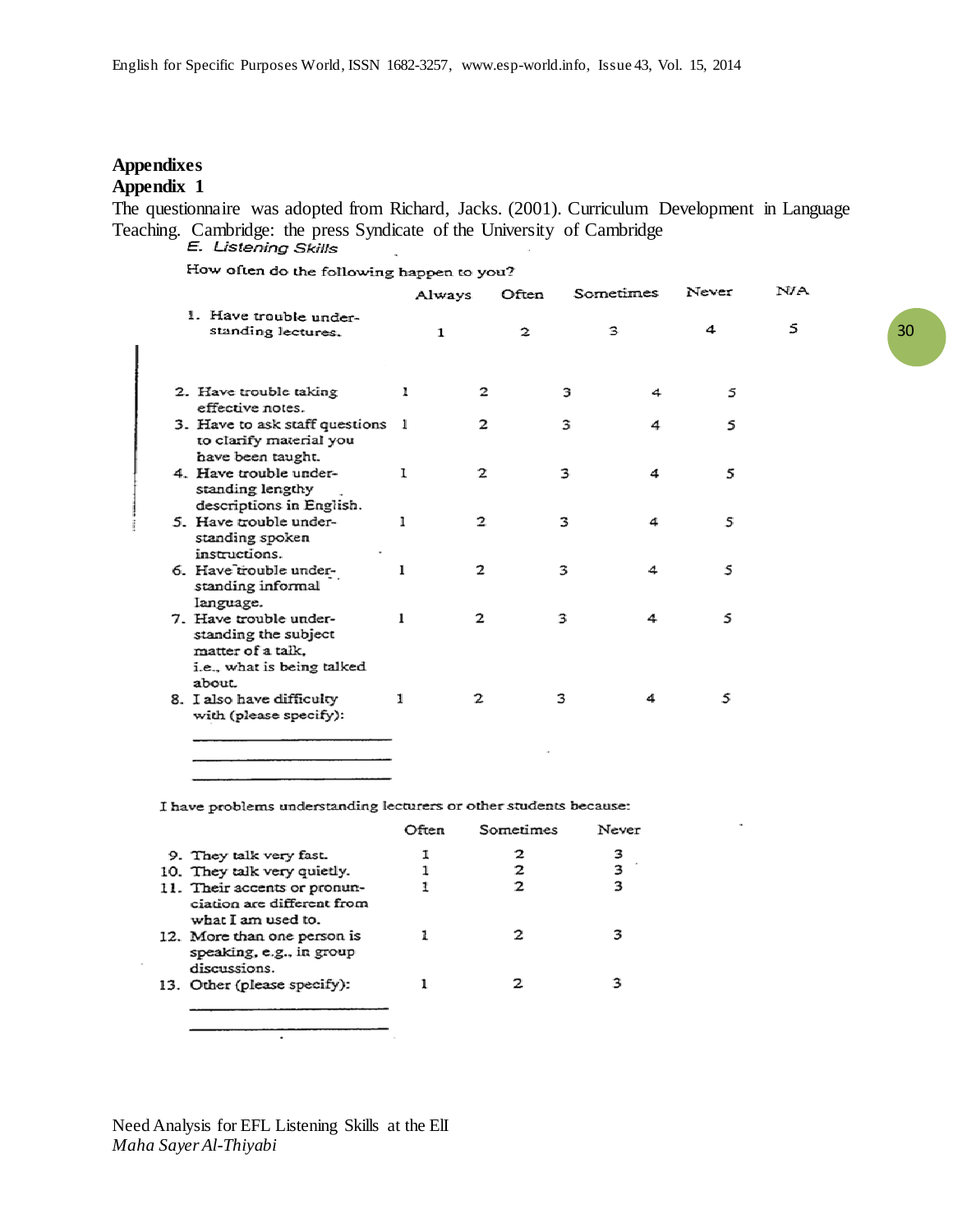## Appendixes

### Appendix 1

The questionnaire was adopted from Richard, Jacks. (2001). Curriculum Development in Language Teaching. Cambridge: the press Syndicate of the University of Cambridge

*E. Listening Skills*

How often do the following happen to you?

| | Always | Often | Sometimes | Never | N/A |
|---|---|---|---|---|---|
| 1. Have trouble understanding lectures. | 1 | 2 | 3 | 4 | 5 |
| 2. Have trouble taking effective notes. | 1 | 2 | 3 | 4 | 5 |
| 3. Have to ask staff questions to clarify material you have been taught. | 1 | 2 | 3 | 4 | 5 |
| 4. Have trouble understanding lengthy descriptions in English. | 1 | 2 | 3 | 4 | 5 |
| 5. Have trouble understanding spoken instructions. | 1 | 2 | 3 | 4 | 5 |
| 6. Have trouble understanding informal language. | 1 | 2 | 3 | 4 | 5 |
| 7. Have trouble understanding the subject matter of a talk, i.e., what is being talked about. | 1 | 2 | 3 | 4 | 5 |
| 8. I also have difficulty with (please specify): ______ ______ ______ | 1 | 2 | 3 | 4 | 5 |

I have problems understanding lecturers or other students because:

| | Often | Sometimes | Never |
|---|---|---|---|
| 9. They talk very fast. | 1 | 2 | 3 |
| 10. They talk very quietly. | 1 | 2 | 3 |
| 11. Their accents or pronunciation are different from what I am used to. | 1 | 2 | 3 |
| 12. More than one person is speaking, e.g., in group discussions. | 1 | 2 | 3 |
| 13. Other (please specify): ______ ______ | 1 | 2 | 3 |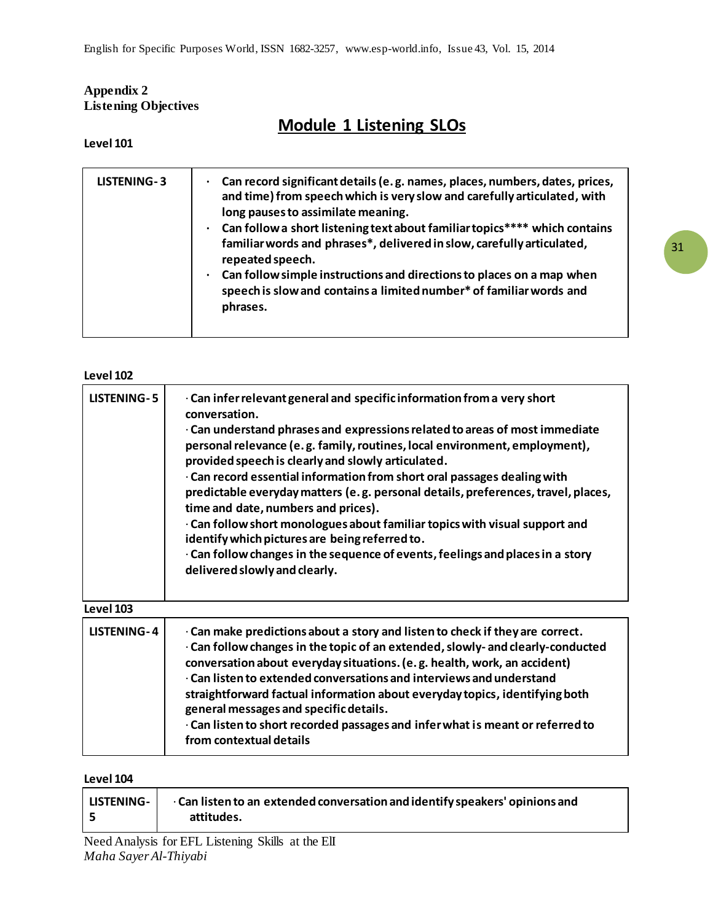**Appendix 2**
**Listening Objectives**

## Module 1 Listening SLOs

**Level 101**

| | |
|---|---|
| **LISTENING-3** | · **Can record significant details (e. g. names, places, numbers, dates, prices, and time) from speech which is very slow and carefully articulated, with long pauses to assimilate meaning.**<br>· **Can follow a short listening text about familiar topics**** which contains familiar words and phrases*, delivered in slow, carefully articulated, repeated speech.**<br>· **Can follow simple instructions and directions to places on a map when speech is slow and contains a limited number* of familiar words and phrases.** |

**Level 102**

| | |
|---|---|
| **LISTENING-5** | · **Can infer relevant general and specific information from a very short conversation.**<br>· **Can understand phrases and expressions related to areas of most immediate personal relevance (e. g. family, routines, local environment, employment), provided speech is clearly and slowly articulated.**<br>· **Can record essential information from short oral passages dealing with predictable everyday matters (e. g. personal details, preferences, travel, places, time and date, numbers and prices).**<br>· **Can follow short monologues about familiar topics with visual support and identify which pictures are being referred to.**<br>· **Can follow changes in the sequence of events, feelings and places in a story delivered slowly and clearly.** |

**Level 103**

| | |
|---|---|
| **LISTENING-4** | · **Can make predictions about a story and listen to check if they are correct.**<br>· **Can follow changes in the topic of an extended, slowly- and clearly-conducted conversation about everyday situations. (e. g. health, work, an accident)**<br>· **Can listen to extended conversations and interviews and understand straightforward factual information about everyday topics, identifying both general messages and specific details.**<br>· **Can listen to short recorded passages and infer what is meant or referred to from contextual details** |

**Level 104**

| | |
|---|---|
| **LISTENING-5** | · **Can listen to an extended conversation and identify speakers' opinions and attitudes.** |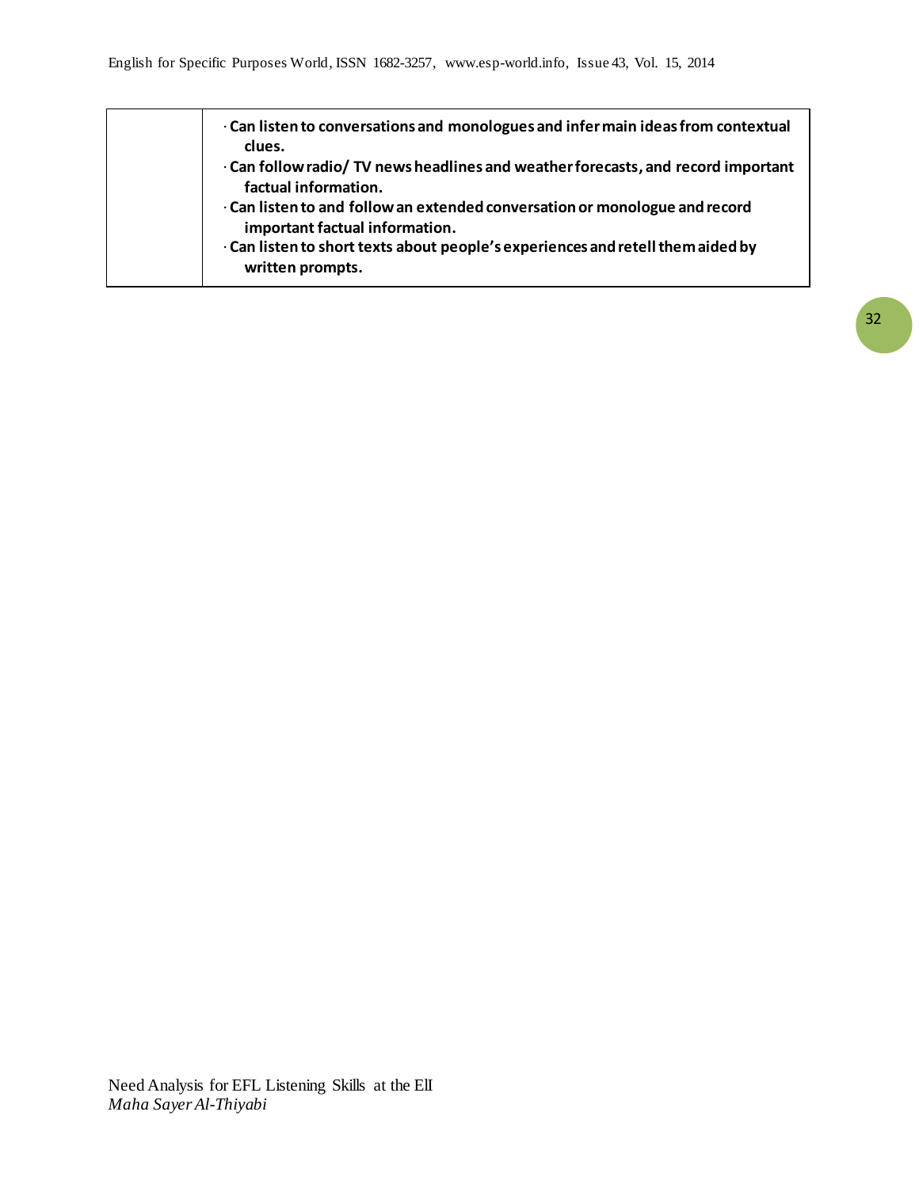| | |
|---|---|
| | · **Can listen to conversations and monologues and infer main ideas from contextual clues.**<br>· **Can follow radio/ TV news headlines and weather forecasts, and record important factual information.**<br>· **Can listen to and follow an extended conversation or monologue and record important factual information.**<br>· **Can listen to short texts about people's experiences and retell them aided by written prompts.** |